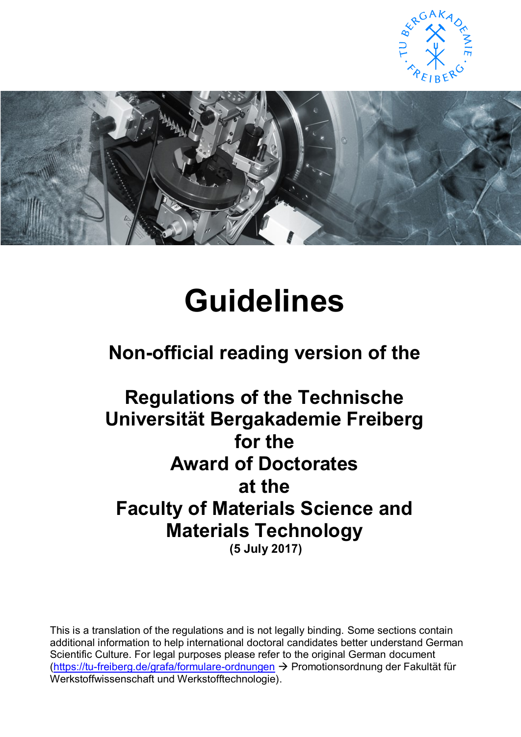# Guidelines

## Non-official reading version of the

## Regulations of the Technische Universität Bergakademie Freiberg for the Award of Doctorates at the Faculty of Materials Science and Materials Technology

**(5 July 2017)**

This is a translation of the regulations and is not legally binding. Some sections contain additional information to help international doctoral candidates better understand German Scientific Culture. For legal purposes please refer to the original German document (https://tu-freiberg.de/grafa/formulare-ordnungen → Promotionsordnung der Fakultät für Werkstoffwissenschaft und Werkstofftechnologie).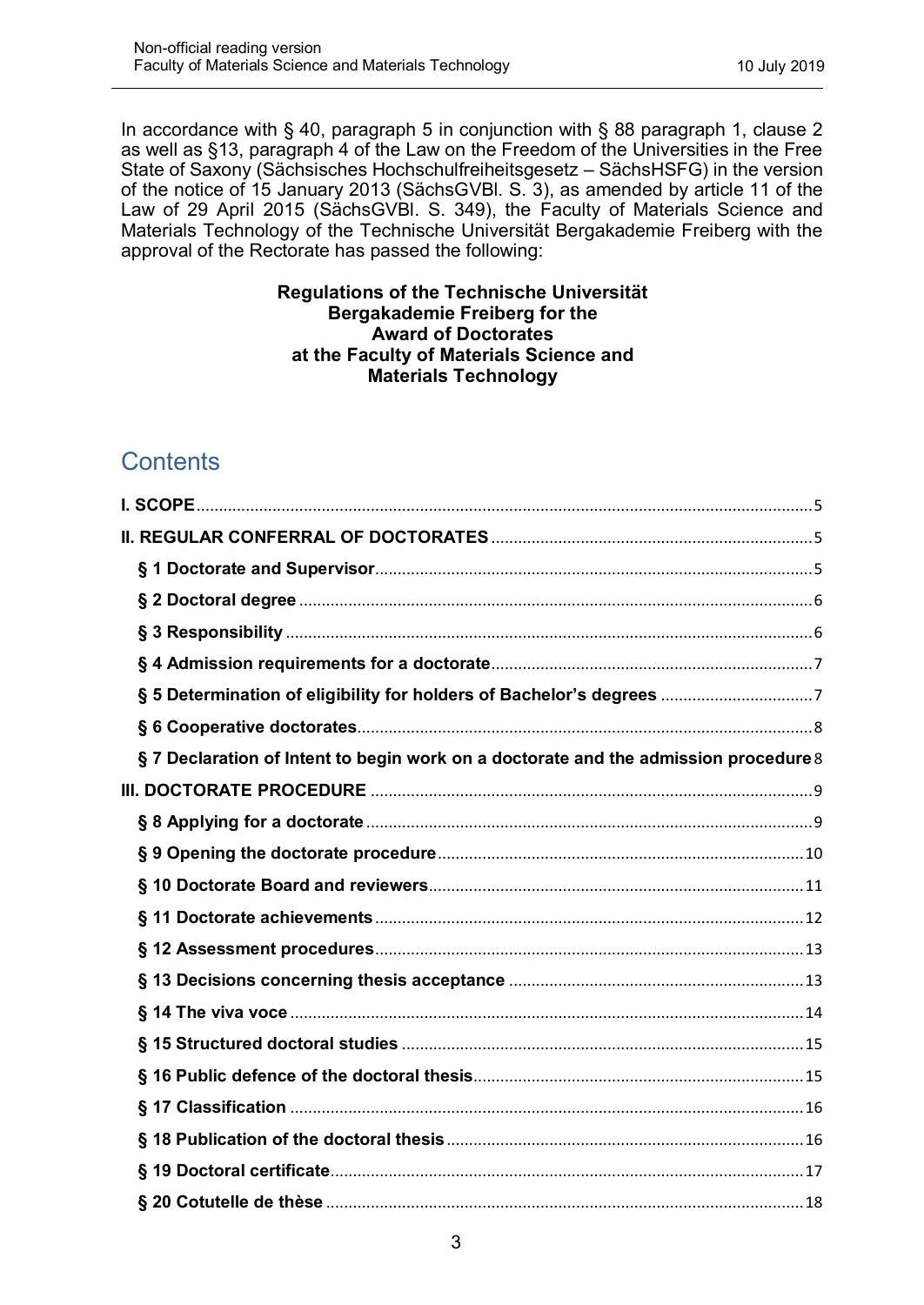In accordance with § 40, paragraph 5 in conjunction with § 88 paragraph 1, clause 2 as well as §13, paragraph 4 of the Law on the Freedom of the Universities in the Free State of Saxony (Sächsisches Hochschulfreiheitsgesetz – SächsHSFG) in the version of the notice of 15 January 2013 (SächsGVBl. S. 3), as amended by article 11 of the Law of 29 April 2015 (SächsGVBl. S. 349), the Faculty of Materials Science and Materials Technology of the Technische Universität Bergakademie Freiberg with the approval of the Rectorate has passed the following:

**Regulations of the Technische Universität Bergakademie Freiberg for the Award of Doctorates at the Faculty of Materials Science and Materials Technology**

## Contents

- **I. SCOPE** .......... 5
- **II. REGULAR CONFERRAL OF DOCTORATES** .......... 5
  - **§ 1 Doctorate and Supervisor** .......... 5
  - **§ 2 Doctoral degree** .......... 6
  - **§ 3 Responsibility** .......... 6
  - **§ 4 Admission requirements for a doctorate** .......... 7
  - **§ 5 Determination of eligibility for holders of Bachelor's degrees** .......... 7
  - **§ 6 Cooperative doctorates** .......... 8
  - **§ 7 Declaration of Intent to begin work on a doctorate and the admission procedure** .......... 8
- **III. DOCTORATE PROCEDURE** .......... 9
  - **§ 8 Applying for a doctorate** .......... 9
  - **§ 9 Opening the doctorate procedure** .......... 10
  - **§ 10 Doctorate Board and reviewers** .......... 11
  - **§ 11 Doctorate achievements** .......... 12
  - **§ 12 Assessment procedures** .......... 13
  - **§ 13 Decisions concerning thesis acceptance** .......... 13
  - **§ 14 The viva voce** .......... 14
  - **§ 15 Structured doctoral studies** .......... 15
  - **§ 16 Public defence of the doctoral thesis** .......... 15
  - **§ 17 Classification** .......... 16
  - **§ 18 Publication of the doctoral thesis** .......... 16
  - **§ 19 Doctoral certificate** .......... 17
  - **§ 20 Cotutelle de thèse** .......... 18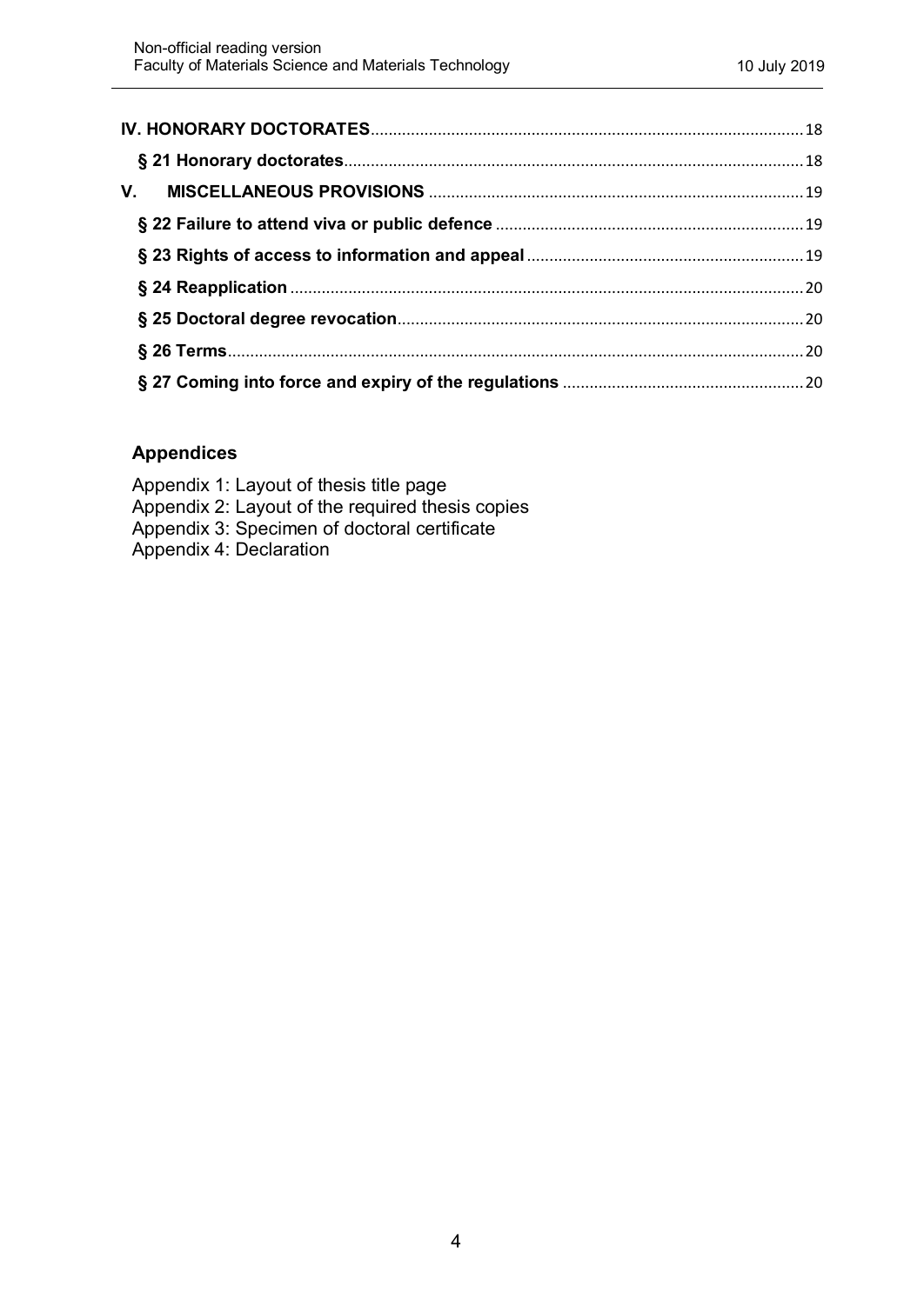**IV. HONORARY DOCTORATES** 18

**§ 21 Honorary doctorates** 18

**V. MISCELLANEOUS PROVISIONS** 19

**§ 22 Failure to attend viva or public defence** 19

**§ 23 Rights of access to information and appeal** 19

**§ 24 Reapplication** 20

**§ 25 Doctoral degree revocation** 20

**§ 26 Terms** 20

**§ 27 Coming into force and expiry of the regulations** 20

## Appendices

Appendix 1: Layout of thesis title page
Appendix 2: Layout of the required thesis copies
Appendix 3: Specimen of doctoral certificate
Appendix 4: Declaration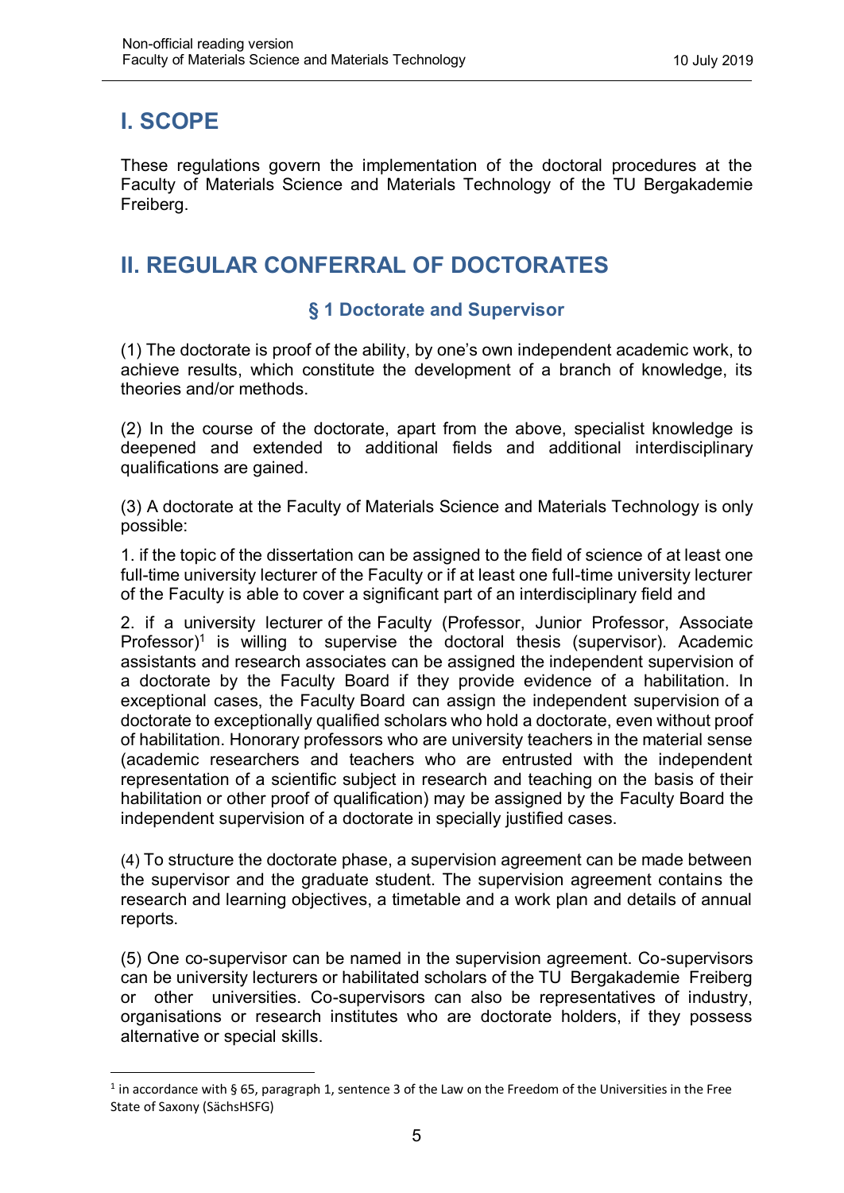# I. SCOPE

These regulations govern the implementation of the doctoral procedures at the Faculty of Materials Science and Materials Technology of the TU Bergakademie Freiberg.

# II. REGULAR CONFERRAL OF DOCTORATES

## § 1 Doctorate and Supervisor

(1) The doctorate is proof of the ability, by one's own independent academic work, to achieve results, which constitute the development of a branch of knowledge, its theories and/or methods.

(2) In the course of the doctorate, apart from the above, specialist knowledge is deepened and extended to additional fields and additional interdisciplinary qualifications are gained.

(3) A doctorate at the Faculty of Materials Science and Materials Technology is only possible:

1. if the topic of the dissertation can be assigned to the field of science of at least one full-time university lecturer of the Faculty or if at least one full-time university lecturer of the Faculty is able to cover a significant part of an interdisciplinary field and

2. if a university lecturer of the Faculty (Professor, Junior Professor, Associate Professor)[1] is willing to supervise the doctoral thesis (supervisor). Academic assistants and research associates can be assigned the independent supervision of a doctorate by the Faculty Board if they provide evidence of a habilitation. In exceptional cases, the Faculty Board can assign the independent supervision of a doctorate to exceptionally qualified scholars who hold a doctorate, even without proof of habilitation. Honorary professors who are university teachers in the material sense (academic researchers and teachers who are entrusted with the independent representation of a scientific subject in research and teaching on the basis of their habilitation or other proof of qualification) may be assigned by the Faculty Board the independent supervision of a doctorate in specially justified cases.

(4) To structure the doctorate phase, a supervision agreement can be made between the supervisor and the graduate student. The supervision agreement contains the research and learning objectives, a timetable and a work plan and details of annual reports.

(5) One co-supervisor can be named in the supervision agreement. Co-supervisors can be university lecturers or habilitated scholars of the TU Bergakademie Freiberg or other universities. Co-supervisors can also be representatives of industry, organisations or research institutes who are doctorate holders, if they possess alternative or special skills.

---

[1] in accordance with § 65, paragraph 1, sentence 3 of the Law on the Freedom of the Universities in the Free State of Saxony (SächsHSFG)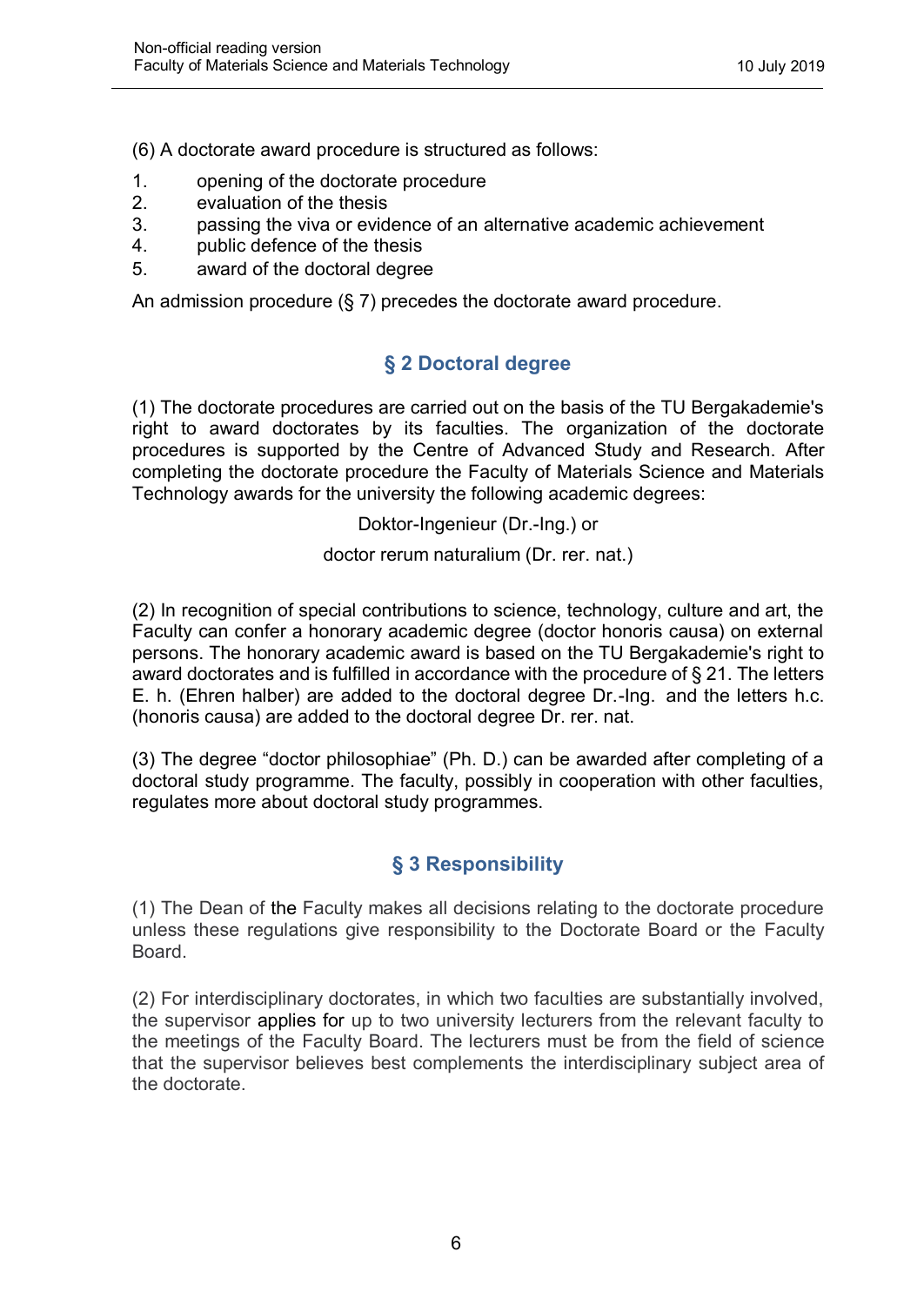(6) A doctorate award procedure is structured as follows:

1. opening of the doctorate procedure
2. evaluation of the thesis
3. passing the viva or evidence of an alternative academic achievement
4. public defence of the thesis
5. award of the doctoral degree

An admission procedure (§ 7) precedes the doctorate award procedure.

## § 2 Doctoral degree

(1) The doctorate procedures are carried out on the basis of the TU Bergakademie's right to award doctorates by its faculties. The organization of the doctorate procedures is supported by the Centre of Advanced Study and Research. After completing the doctorate procedure the Faculty of Materials Science and Materials Technology awards for the university the following academic degrees:

Doktor-Ingenieur (Dr.-Ing.) or

doctor rerum naturalium (Dr. rer. nat.)

(2) In recognition of special contributions to science, technology, culture and art, the Faculty can confer a honorary academic degree (doctor honoris causa) on external persons. The honorary academic award is based on the TU Bergakademie's right to award doctorates and is fulfilled in accordance with the procedure of § 21. The letters E. h. (Ehren halber) are added to the doctoral degree Dr.-Ing. and the letters h.c. (honoris causa) are added to the doctoral degree Dr. rer. nat.

(3) The degree "doctor philosophiae" (Ph. D.) can be awarded after completing of a doctoral study programme. The faculty, possibly in cooperation with other faculties, regulates more about doctoral study programmes.

## § 3 Responsibility

(1) The Dean of the Faculty makes all decisions relating to the doctorate procedure unless these regulations give responsibility to the Doctorate Board or the Faculty Board.

(2) For interdisciplinary doctorates, in which two faculties are substantially involved, the supervisor applies for up to two university lecturers from the relevant faculty to the meetings of the Faculty Board. The lecturers must be from the field of science that the supervisor believes best complements the interdisciplinary subject area of the doctorate.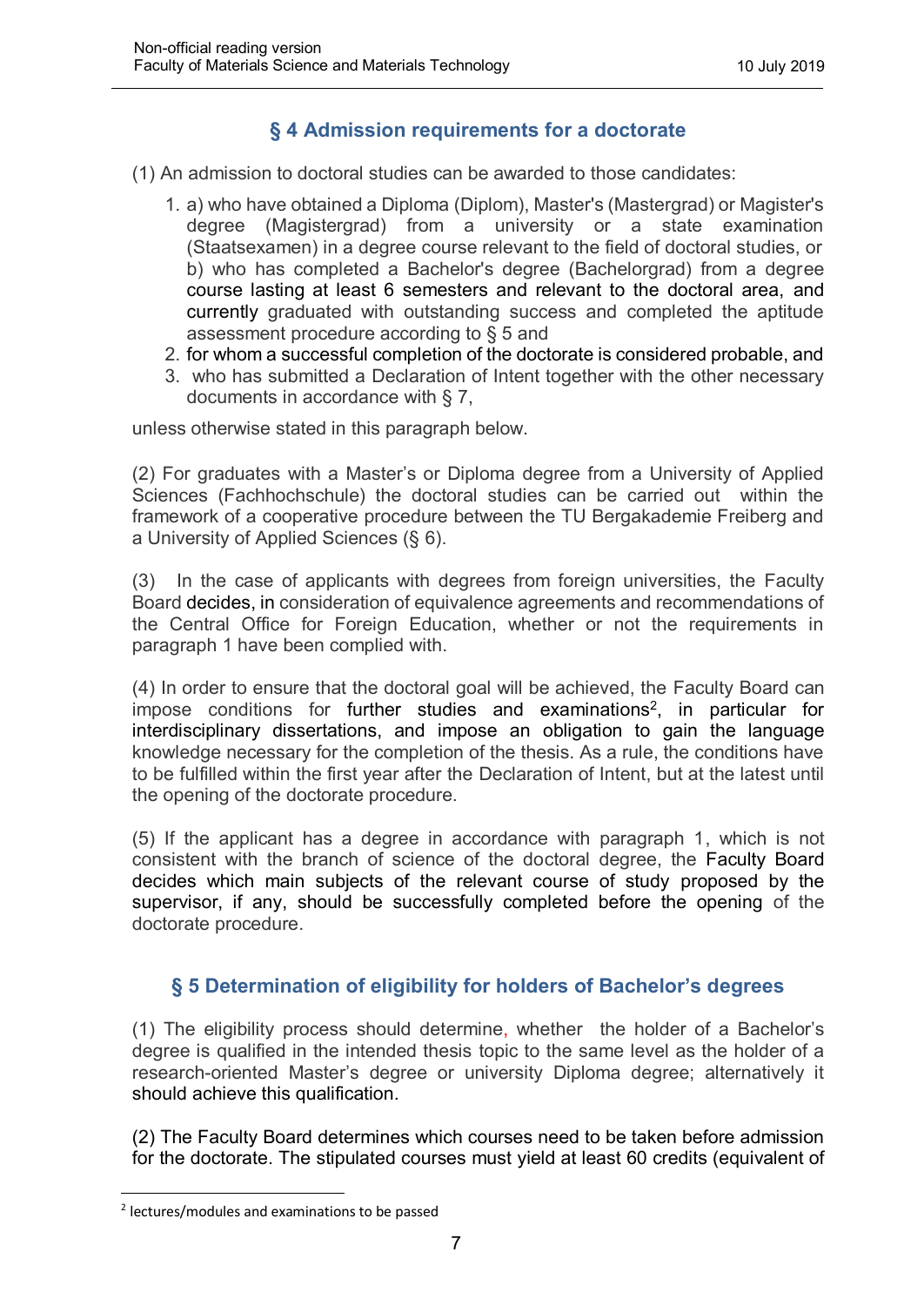## § 4 Admission requirements for a doctorate

(1) An admission to doctoral studies can be awarded to those candidates:

1. a) who have obtained a Diploma (Diplom), Master's (Mastergrad) or Magister's degree (Magistergrad) from a university or a state examination (Staatsexamen) in a degree course relevant to the field of doctoral studies, or
   b) who has completed a Bachelor's degree (Bachelorgrad) from a degree course lasting at least 6 semesters and relevant to the doctoral area, and currently graduated with outstanding success and completed the aptitude assessment procedure according to § 5 and
2. for whom a successful completion of the doctorate is considered probable, and
3. who has submitted a Declaration of Intent together with the other necessary documents in accordance with § 7,

unless otherwise stated in this paragraph below.

(2) For graduates with a Master's or Diploma degree from a University of Applied Sciences (Fachhochschule) the doctoral studies can be carried out within the framework of a cooperative procedure between the TU Bergakademie Freiberg and a University of Applied Sciences (§ 6).

(3) In the case of applicants with degrees from foreign universities, the Faculty Board decides, in consideration of equivalence agreements and recommendations of the Central Office for Foreign Education, whether or not the requirements in paragraph 1 have been complied with.

(4) In order to ensure that the doctoral goal will be achieved, the Faculty Board can impose conditions for further studies and examinations[2], in particular for interdisciplinary dissertations, and impose an obligation to gain the language knowledge necessary for the completion of the thesis. As a rule, the conditions have to be fulfilled within the first year after the Declaration of Intent, but at the latest until the opening of the doctorate procedure.

(5) If the applicant has a degree in accordance with paragraph 1, which is not consistent with the branch of science of the doctoral degree, the Faculty Board decides which main subjects of the relevant course of study proposed by the supervisor, if any, should be successfully completed before the opening of the doctorate procedure.

## § 5 Determination of eligibility for holders of Bachelor's degrees

(1) The eligibility process should determine, whether the holder of a Bachelor's degree is qualified in the intended thesis topic to the same level as the holder of a research-oriented Master's degree or university Diploma degree; alternatively it should achieve this qualification.

(2) The Faculty Board determines which courses need to be taken before admission for the doctorate. The stipulated courses must yield at least 60 credits (equivalent of

[2] lectures/modules and examinations to be passed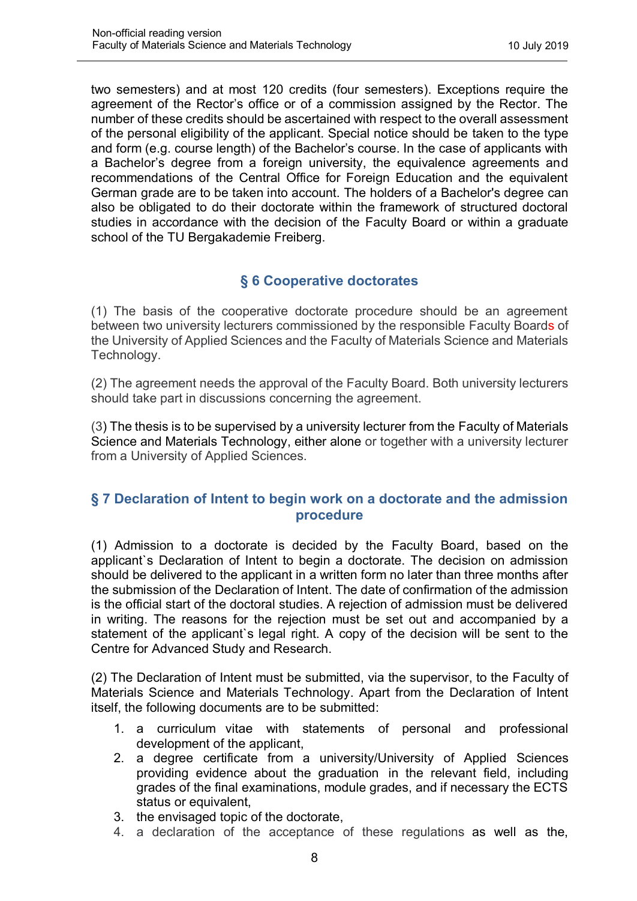two semesters) and at most 120 credits (four semesters). Exceptions require the agreement of the Rector's office or of a commission assigned by the Rector. The number of these credits should be ascertained with respect to the overall assessment of the personal eligibility of the applicant. Special notice should be taken to the type and form (e.g. course length) of the Bachelor's course. In the case of applicants with a Bachelor's degree from a foreign university, the equivalence agreements and recommendations of the Central Office for Foreign Education and the equivalent German grade are to be taken into account. The holders of a Bachelor's degree can also be obligated to do their doctorate within the framework of structured doctoral studies in accordance with the decision of the Faculty Board or within a graduate school of the TU Bergakademie Freiberg.

## § 6 Cooperative doctorates

(1) The basis of the cooperative doctorate procedure should be an agreement between two university lecturers commissioned by the responsible Faculty Boards of the University of Applied Sciences and the Faculty of Materials Science and Materials Technology.

(2) The agreement needs the approval of the Faculty Board. Both university lecturers should take part in discussions concerning the agreement.

(3) The thesis is to be supervised by a university lecturer from the Faculty of Materials Science and Materials Technology, either alone or together with a university lecturer from a University of Applied Sciences.

## § 7 Declaration of Intent to begin work on a doctorate and the admission procedure

(1) Admission to a doctorate is decided by the Faculty Board, based on the applicant`s Declaration of Intent to begin a doctorate. The decision on admission should be delivered to the applicant in a written form no later than three months after the submission of the Declaration of Intent. The date of confirmation of the admission is the official start of the doctoral studies. A rejection of admission must be delivered in writing. The reasons for the rejection must be set out and accompanied by a statement of the applicant`s legal right. A copy of the decision will be sent to the Centre for Advanced Study and Research.

(2) The Declaration of Intent must be submitted, via the supervisor, to the Faculty of Materials Science and Materials Technology. Apart from the Declaration of Intent itself, the following documents are to be submitted:

1. a curriculum vitae with statements of personal and professional development of the applicant,
2. a degree certificate from a university/University of Applied Sciences providing evidence about the graduation in the relevant field, including grades of the final examinations, module grades, and if necessary the ECTS status or equivalent,
3. the envisaged topic of the doctorate,
4. a declaration of the acceptance of these regulations as well as the,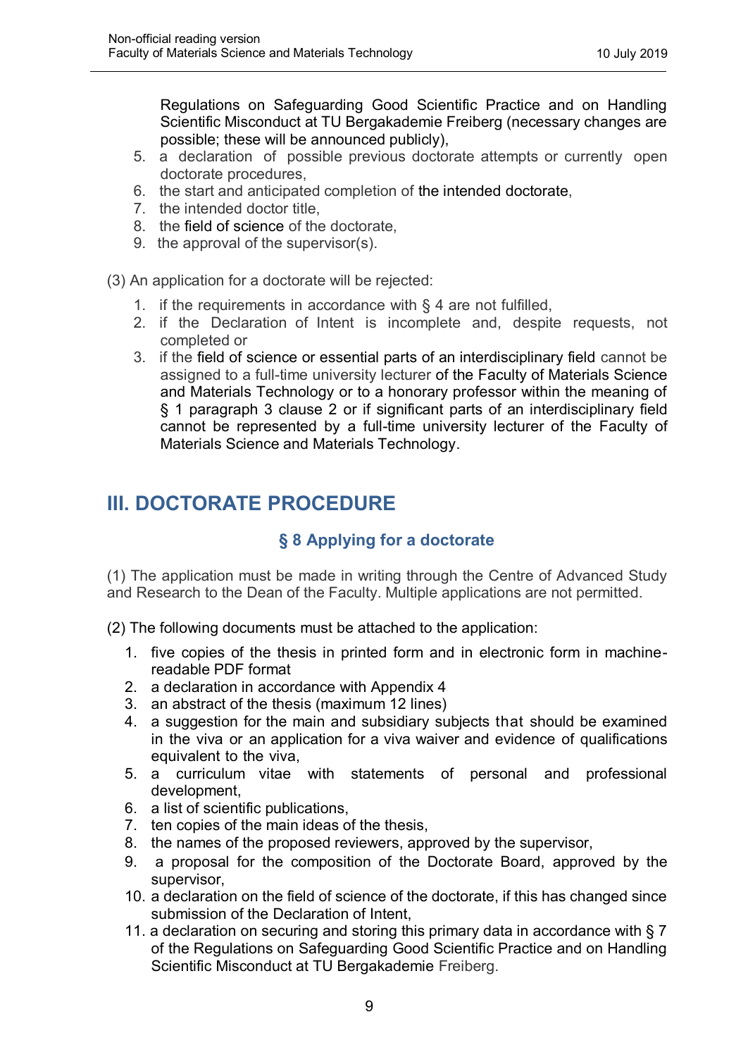Regulations on Safeguarding Good Scientific Practice and on Handling Scientific Misconduct at TU Bergakademie Freiberg (necessary changes are possible; these will be announced publicly),

5. a declaration of possible previous doctorate attempts or currently open doctorate procedures,
6. the start and anticipated completion of the intended doctorate,
7. the intended doctor title,
8. the field of science of the doctorate,
9. the approval of the supervisor(s).

(3) An application for a doctorate will be rejected:

1. if the requirements in accordance with § 4 are not fulfilled,
2. if the Declaration of Intent is incomplete and, despite requests, not completed or
3. if the field of science or essential parts of an interdisciplinary field cannot be assigned to a full-time university lecturer of the Faculty of Materials Science and Materials Technology or to a honorary professor within the meaning of § 1 paragraph 3 clause 2 or if significant parts of an interdisciplinary field cannot be represented by a full-time university lecturer of the Faculty of Materials Science and Materials Technology.

# III. DOCTORATE PROCEDURE

## § 8 Applying for a doctorate

(1) The application must be made in writing through the Centre of Advanced Study and Research to the Dean of the Faculty. Multiple applications are not permitted.

(2) The following documents must be attached to the application:

1. five copies of the thesis in printed form and in electronic form in machine-readable PDF format
2. a declaration in accordance with Appendix 4
3. an abstract of the thesis (maximum 12 lines)
4. a suggestion for the main and subsidiary subjects that should be examined in the viva or an application for a viva waiver and evidence of qualifications equivalent to the viva,
5. a curriculum vitae with statements of personal and professional development,
6. a list of scientific publications,
7. ten copies of the main ideas of the thesis,
8. the names of the proposed reviewers, approved by the supervisor,
9. a proposal for the composition of the Doctorate Board, approved by the supervisor,
10. a declaration on the field of science of the doctorate, if this has changed since submission of the Declaration of Intent,
11. a declaration on securing and storing this primary data in accordance with § 7 of the Regulations on Safeguarding Good Scientific Practice and on Handling Scientific Misconduct at TU Bergakademie Freiberg.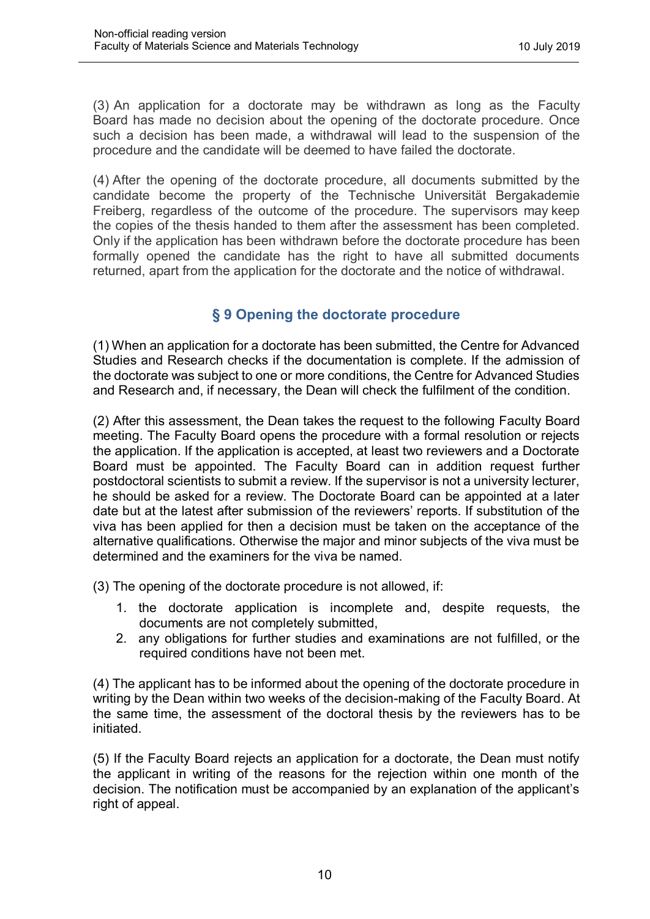(3) An application for a doctorate may be withdrawn as long as the Faculty Board has made no decision about the opening of the doctorate procedure. Once such a decision has been made, a withdrawal will lead to the suspension of the procedure and the candidate will be deemed to have failed the doctorate.

(4) After the opening of the doctorate procedure, all documents submitted by the candidate become the property of the Technische Universität Bergakademie Freiberg, regardless of the outcome of the procedure. The supervisors may keep the copies of the thesis handed to them after the assessment has been completed. Only if the application has been withdrawn before the doctorate procedure has been formally opened the candidate has the right to have all submitted documents returned, apart from the application for the doctorate and the notice of withdrawal.

## § 9 Opening the doctorate procedure

(1) When an application for a doctorate has been submitted, the Centre for Advanced Studies and Research checks if the documentation is complete. If the admission of the doctorate was subject to one or more conditions, the Centre for Advanced Studies and Research and, if necessary, the Dean will check the fulfilment of the condition.

(2) After this assessment, the Dean takes the request to the following Faculty Board meeting. The Faculty Board opens the procedure with a formal resolution or rejects the application. If the application is accepted, at least two reviewers and a Doctorate Board must be appointed. The Faculty Board can in addition request further postdoctoral scientists to submit a review. If the supervisor is not a university lecturer, he should be asked for a review. The Doctorate Board can be appointed at a later date but at the latest after submission of the reviewers' reports. If substitution of the viva has been applied for then a decision must be taken on the acceptance of the alternative qualifications. Otherwise the major and minor subjects of the viva must be determined and the examiners for the viva be named.

(3) The opening of the doctorate procedure is not allowed, if:

1. the doctorate application is incomplete and, despite requests, the documents are not completely submitted,
2. any obligations for further studies and examinations are not fulfilled, or the required conditions have not been met.

(4) The applicant has to be informed about the opening of the doctorate procedure in writing by the Dean within two weeks of the decision-making of the Faculty Board. At the same time, the assessment of the doctoral thesis by the reviewers has to be initiated.

(5) If the Faculty Board rejects an application for a doctorate, the Dean must notify the applicant in writing of the reasons for the rejection within one month of the decision. The notification must be accompanied by an explanation of the applicant's right of appeal.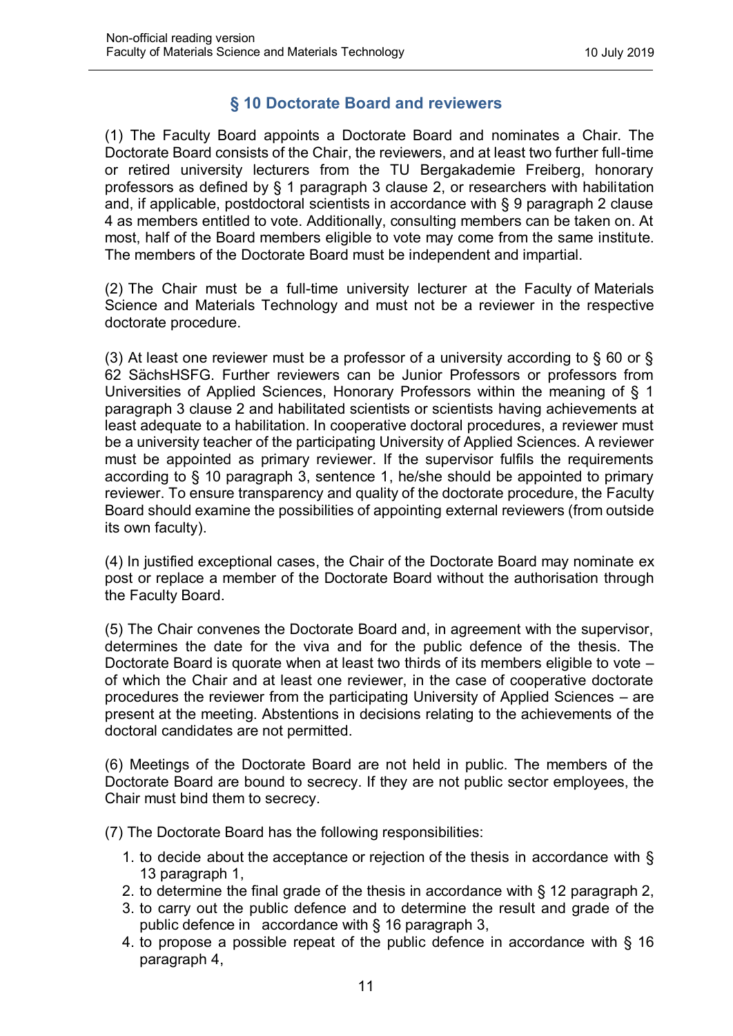## § 10 Doctorate Board and reviewers

(1) The Faculty Board appoints a Doctorate Board and nominates a Chair. The Doctorate Board consists of the Chair, the reviewers, and at least two further full-time or retired university lecturers from the TU Bergakademie Freiberg, honorary professors as defined by § 1 paragraph 3 clause 2, or researchers with habilitation and, if applicable, postdoctoral scientists in accordance with § 9 paragraph 2 clause 4 as members entitled to vote. Additionally, consulting members can be taken on. At most, half of the Board members eligible to vote may come from the same institute. The members of the Doctorate Board must be independent and impartial.

(2) The Chair must be a full-time university lecturer at the Faculty of Materials Science and Materials Technology and must not be a reviewer in the respective doctorate procedure.

(3) At least one reviewer must be a professor of a university according to § 60 or § 62 SächsHSFG. Further reviewers can be Junior Professors or professors from Universities of Applied Sciences, Honorary Professors within the meaning of § 1 paragraph 3 clause 2 and habilitated scientists or scientists having achievements at least adequate to a habilitation. In cooperative doctoral procedures, a reviewer must be a university teacher of the participating University of Applied Sciences. A reviewer must be appointed as primary reviewer. If the supervisor fulfils the requirements according to § 10 paragraph 3, sentence 1, he/she should be appointed to primary reviewer. To ensure transparency and quality of the doctorate procedure, the Faculty Board should examine the possibilities of appointing external reviewers (from outside its own faculty).

(4) In justified exceptional cases, the Chair of the Doctorate Board may nominate ex post or replace a member of the Doctorate Board without the authorisation through the Faculty Board.

(5) The Chair convenes the Doctorate Board and, in agreement with the supervisor, determines the date for the viva and for the public defence of the thesis. The Doctorate Board is quorate when at least two thirds of its members eligible to vote – of which the Chair and at least one reviewer, in the case of cooperative doctorate procedures the reviewer from the participating University of Applied Sciences – are present at the meeting. Abstentions in decisions relating to the achievements of the doctoral candidates are not permitted.

(6) Meetings of the Doctorate Board are not held in public. The members of the Doctorate Board are bound to secrecy. If they are not public sector employees, the Chair must bind them to secrecy.

(7) The Doctorate Board has the following responsibilities:

1. to decide about the acceptance or rejection of the thesis in accordance with § 13 paragraph 1,
2. to determine the final grade of the thesis in accordance with § 12 paragraph 2,
3. to carry out the public defence and to determine the result and grade of the public defence in accordance with § 16 paragraph 3,
4. to propose a possible repeat of the public defence in accordance with § 16 paragraph 4,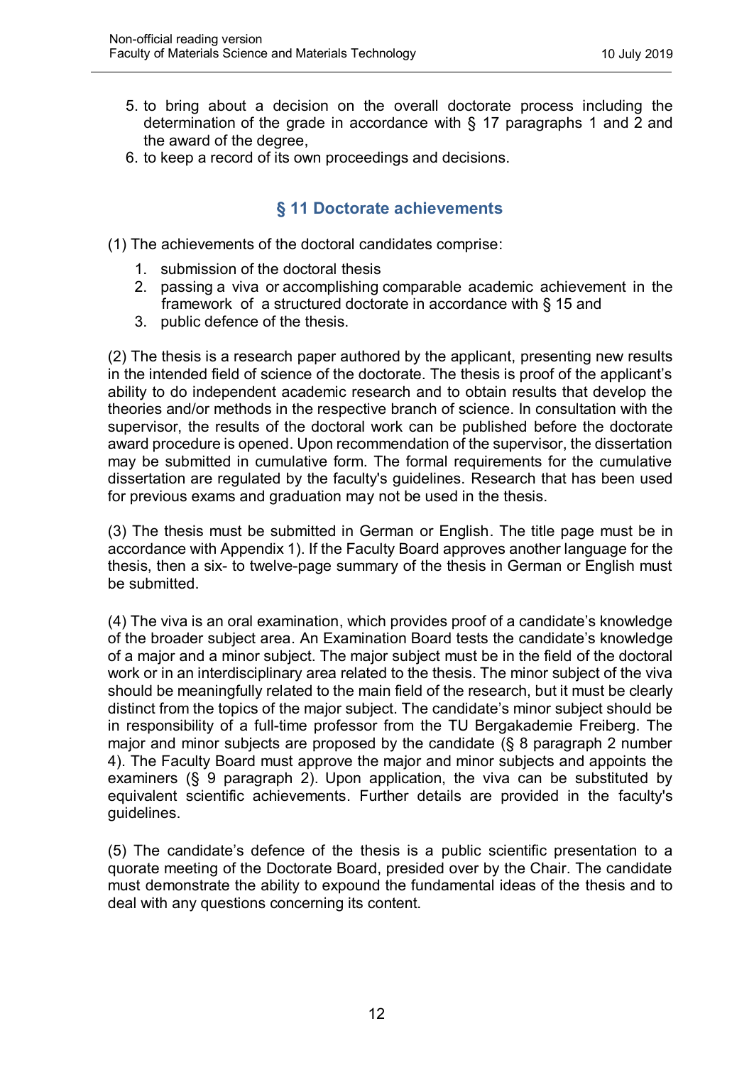5. to bring about a decision on the overall doctorate process including the determination of the grade in accordance with § 17 paragraphs 1 and 2 and the award of the degree,
6. to keep a record of its own proceedings and decisions.

## § 11 Doctorate achievements

(1) The achievements of the doctoral candidates comprise:

1. submission of the doctoral thesis
2. passing a viva or accomplishing comparable academic achievement in the framework of a structured doctorate in accordance with § 15 and
3. public defence of the thesis.

(2) The thesis is a research paper authored by the applicant, presenting new results in the intended field of science of the doctorate. The thesis is proof of the applicant's ability to do independent academic research and to obtain results that develop the theories and/or methods in the respective branch of science. In consultation with the supervisor, the results of the doctoral work can be published before the doctorate award procedure is opened. Upon recommendation of the supervisor, the dissertation may be submitted in cumulative form. The formal requirements for the cumulative dissertation are regulated by the faculty's guidelines. Research that has been used for previous exams and graduation may not be used in the thesis.

(3) The thesis must be submitted in German or English. The title page must be in accordance with Appendix 1). If the Faculty Board approves another language for the thesis, then a six- to twelve-page summary of the thesis in German or English must be submitted.

(4) The viva is an oral examination, which provides proof of a candidate's knowledge of the broader subject area. An Examination Board tests the candidate's knowledge of a major and a minor subject. The major subject must be in the field of the doctoral work or in an interdisciplinary area related to the thesis. The minor subject of the viva should be meaningfully related to the main field of the research, but it must be clearly distinct from the topics of the major subject. The candidate's minor subject should be in responsibility of a full-time professor from the TU Bergakademie Freiberg. The major and minor subjects are proposed by the candidate (§ 8 paragraph 2 number 4). The Faculty Board must approve the major and minor subjects and appoints the examiners (§ 9 paragraph 2). Upon application, the viva can be substituted by equivalent scientific achievements. Further details are provided in the faculty's guidelines.

(5) The candidate's defence of the thesis is a public scientific presentation to a quorate meeting of the Doctorate Board, presided over by the Chair. The candidate must demonstrate the ability to expound the fundamental ideas of the thesis and to deal with any questions concerning its content.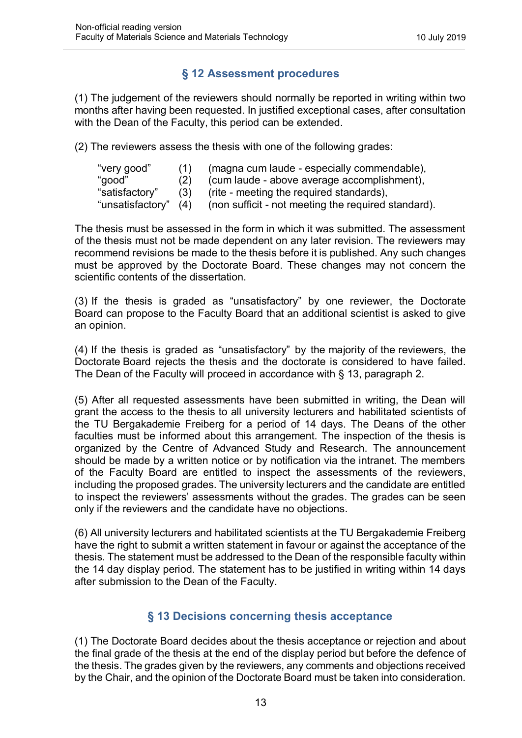## § 12 Assessment procedures

(1) The judgement of the reviewers should normally be reported in writing within two months after having been requested. In justified exceptional cases, after consultation with the Dean of the Faculty, this period can be extended.

(2) The reviewers assess the thesis with one of the following grades:

| | | |
|---|---|---|
| “very good” | (1) | (magna cum laude - especially commendable), |
| “good” | (2) | (cum laude - above average accomplishment), |
| “satisfactory” | (3) | (rite - meeting the required standards), |
| “unsatisfactory” | (4) | (non sufficit - not meeting the required standard). |

The thesis must be assessed in the form in which it was submitted. The assessment of the thesis must not be made dependent on any later revision. The reviewers may recommend revisions be made to the thesis before it is published. Any such changes must be approved by the Doctorate Board. These changes may not concern the scientific contents of the dissertation.

(3) If the thesis is graded as “unsatisfactory” by one reviewer, the Doctorate Board can propose to the Faculty Board that an additional scientist is asked to give an opinion.

(4) If the thesis is graded as “unsatisfactory” by the majority of the reviewers, the Doctorate Board rejects the thesis and the doctorate is considered to have failed. The Dean of the Faculty will proceed in accordance with § 13, paragraph 2.

(5) After all requested assessments have been submitted in writing, the Dean will grant the access to the thesis to all university lecturers and habilitated scientists of the TU Bergakademie Freiberg for a period of 14 days. The Deans of the other faculties must be informed about this arrangement. The inspection of the thesis is organized by the Centre of Advanced Study and Research. The announcement should be made by a written notice or by notification via the intranet. The members of the Faculty Board are entitled to inspect the assessments of the reviewers, including the proposed grades. The university lecturers and the candidate are entitled to inspect the reviewers’ assessments without the grades. The grades can be seen only if the reviewers and the candidate have no objections.

(6) All university lecturers and habilitated scientists at the TU Bergakademie Freiberg have the right to submit a written statement in favour or against the acceptance of the thesis. The statement must be addressed to the Dean of the responsible faculty within the 14 day display period. The statement has to be justified in writing within 14 days after submission to the Dean of the Faculty.

## § 13 Decisions concerning thesis acceptance

(1) The Doctorate Board decides about the thesis acceptance or rejection and about the final grade of the thesis at the end of the display period but before the defence of the thesis. The grades given by the reviewers, any comments and objections received by the Chair, and the opinion of the Doctorate Board must be taken into consideration.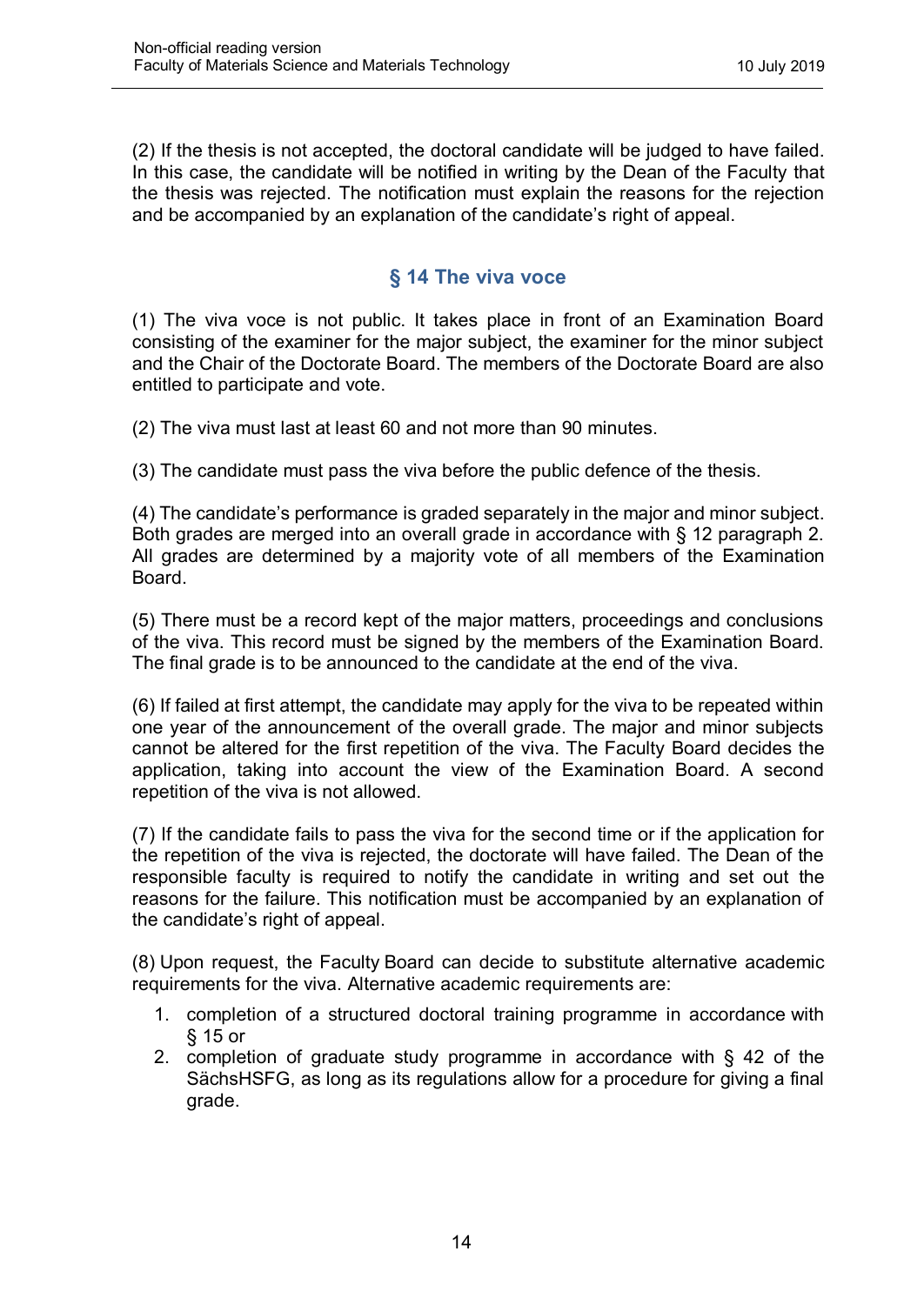(2) If the thesis is not accepted, the doctoral candidate will be judged to have failed. In this case, the candidate will be notified in writing by the Dean of the Faculty that the thesis was rejected. The notification must explain the reasons for the rejection and be accompanied by an explanation of the candidate's right of appeal.

## § 14 The viva voce

(1) The viva voce is not public. It takes place in front of an Examination Board consisting of the examiner for the major subject, the examiner for the minor subject and the Chair of the Doctorate Board. The members of the Doctorate Board are also entitled to participate and vote.

(2) The viva must last at least 60 and not more than 90 minutes.

(3) The candidate must pass the viva before the public defence of the thesis.

(4) The candidate's performance is graded separately in the major and minor subject. Both grades are merged into an overall grade in accordance with § 12 paragraph 2. All grades are determined by a majority vote of all members of the Examination Board.

(5) There must be a record kept of the major matters, proceedings and conclusions of the viva. This record must be signed by the members of the Examination Board. The final grade is to be announced to the candidate at the end of the viva.

(6) If failed at first attempt, the candidate may apply for the viva to be repeated within one year of the announcement of the overall grade. The major and minor subjects cannot be altered for the first repetition of the viva. The Faculty Board decides the application, taking into account the view of the Examination Board. A second repetition of the viva is not allowed.

(7) If the candidate fails to pass the viva for the second time or if the application for the repetition of the viva is rejected, the doctorate will have failed. The Dean of the responsible faculty is required to notify the candidate in writing and set out the reasons for the failure. This notification must be accompanied by an explanation of the candidate's right of appeal.

(8) Upon request, the Faculty Board can decide to substitute alternative academic requirements for the viva. Alternative academic requirements are:

1. completion of a structured doctoral training programme in accordance with § 15 or
2. completion of graduate study programme in accordance with § 42 of the SächsHSFG, as long as its regulations allow for a procedure for giving a final grade.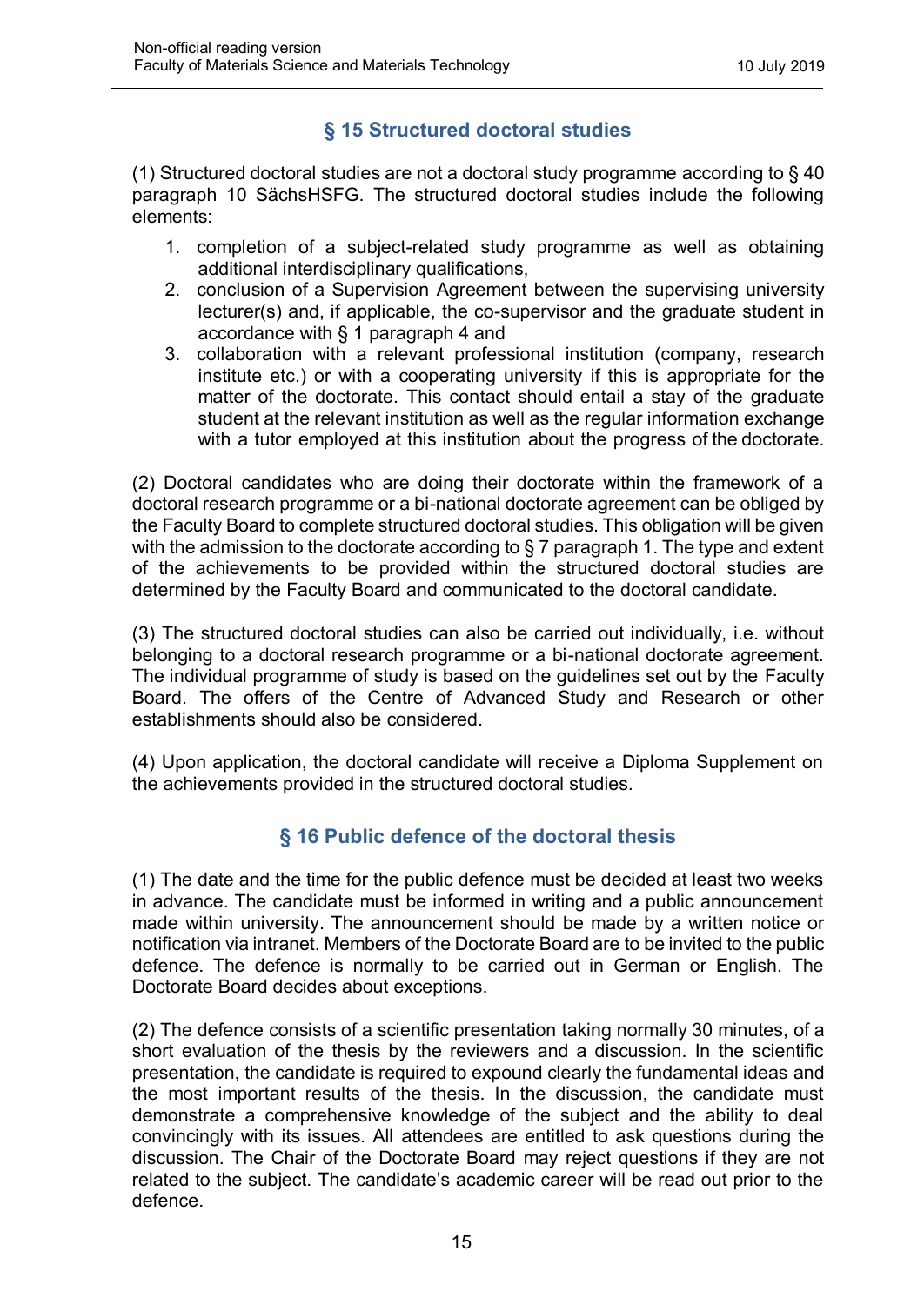## § 15 Structured doctoral studies

(1) Structured doctoral studies are not a doctoral study programme according to § 40 paragraph 10 SächsHSFG. The structured doctoral studies include the following elements:

1. completion of a subject-related study programme as well as obtaining additional interdisciplinary qualifications,
2. conclusion of a Supervision Agreement between the supervising university lecturer(s) and, if applicable, the co-supervisor and the graduate student in accordance with § 1 paragraph 4 and
3. collaboration with a relevant professional institution (company, research institute etc.) or with a cooperating university if this is appropriate for the matter of the doctorate. This contact should entail a stay of the graduate student at the relevant institution as well as the regular information exchange with a tutor employed at this institution about the progress of the doctorate.

(2) Doctoral candidates who are doing their doctorate within the framework of a doctoral research programme or a bi-national doctorate agreement can be obliged by the Faculty Board to complete structured doctoral studies. This obligation will be given with the admission to the doctorate according to § 7 paragraph 1. The type and extent of the achievements to be provided within the structured doctoral studies are determined by the Faculty Board and communicated to the doctoral candidate.

(3) The structured doctoral studies can also be carried out individually, i.e. without belonging to a doctoral research programme or a bi-national doctorate agreement. The individual programme of study is based on the guidelines set out by the Faculty Board. The offers of the Centre of Advanced Study and Research or other establishments should also be considered.

(4) Upon application, the doctoral candidate will receive a Diploma Supplement on the achievements provided in the structured doctoral studies.

## § 16 Public defence of the doctoral thesis

(1) The date and the time for the public defence must be decided at least two weeks in advance. The candidate must be informed in writing and a public announcement made within university. The announcement should be made by a written notice or notification via intranet. Members of the Doctorate Board are to be invited to the public defence. The defence is normally to be carried out in German or English. The Doctorate Board decides about exceptions.

(2) The defence consists of a scientific presentation taking normally 30 minutes, of a short evaluation of the thesis by the reviewers and a discussion. In the scientific presentation, the candidate is required to expound clearly the fundamental ideas and the most important results of the thesis. In the discussion, the candidate must demonstrate a comprehensive knowledge of the subject and the ability to deal convincingly with its issues. All attendees are entitled to ask questions during the discussion. The Chair of the Doctorate Board may reject questions if they are not related to the subject. The candidate's academic career will be read out prior to the defence.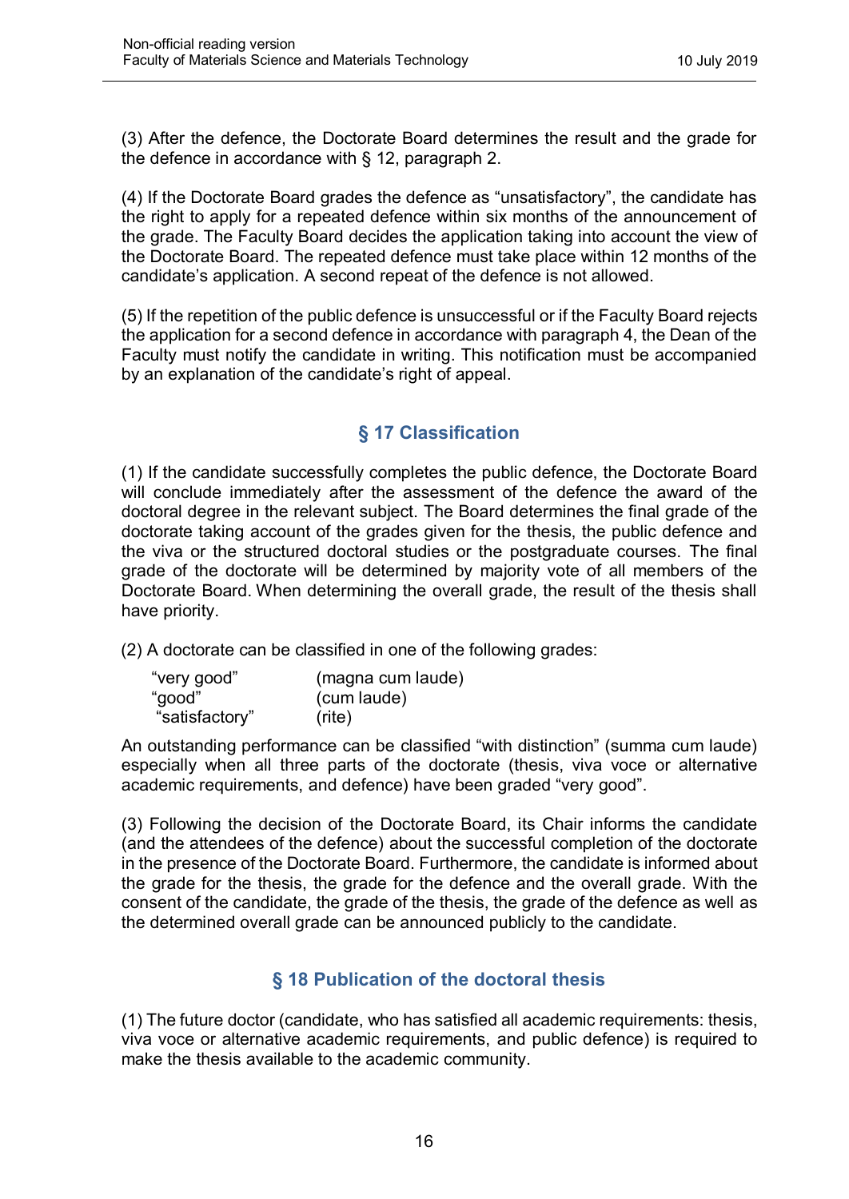(3) After the defence, the Doctorate Board determines the result and the grade for the defence in accordance with § 12, paragraph 2.

(4) If the Doctorate Board grades the defence as “unsatisfactory”, the candidate has the right to apply for a repeated defence within six months of the announcement of the grade. The Faculty Board decides the application taking into account the view of the Doctorate Board. The repeated defence must take place within 12 months of the candidate’s application. A second repeat of the defence is not allowed.

(5) If the repetition of the public defence is unsuccessful or if the Faculty Board rejects the application for a second defence in accordance with paragraph 4, the Dean of the Faculty must notify the candidate in writing. This notification must be accompanied by an explanation of the candidate’s right of appeal.

## § 17 Classification

(1) If the candidate successfully completes the public defence, the Doctorate Board will conclude immediately after the assessment of the defence the award of the doctoral degree in the relevant subject. The Board determines the final grade of the doctorate taking account of the grades given for the thesis, the public defence and the viva or the structured doctoral studies or the postgraduate courses. The final grade of the doctorate will be determined by majority vote of all members of the Doctorate Board. When determining the overall grade, the result of the thesis shall have priority.

(2) A doctorate can be classified in one of the following grades:

| | |
|---|---|
| “very good” | (magna cum laude) |
| “good” | (cum laude) |
| “satisfactory” | (rite) |

An outstanding performance can be classified “with distinction” (summa cum laude) especially when all three parts of the doctorate (thesis, viva voce or alternative academic requirements, and defence) have been graded “very good”.

(3) Following the decision of the Doctorate Board, its Chair informs the candidate (and the attendees of the defence) about the successful completion of the doctorate in the presence of the Doctorate Board. Furthermore, the candidate is informed about the grade for the thesis, the grade for the defence and the overall grade. With the consent of the candidate, the grade of the thesis, the grade of the defence as well as the determined overall grade can be announced publicly to the candidate.

## § 18 Publication of the doctoral thesis

(1) The future doctor (candidate, who has satisfied all academic requirements: thesis, viva voce or alternative academic requirements, and public defence) is required to make the thesis available to the academic community.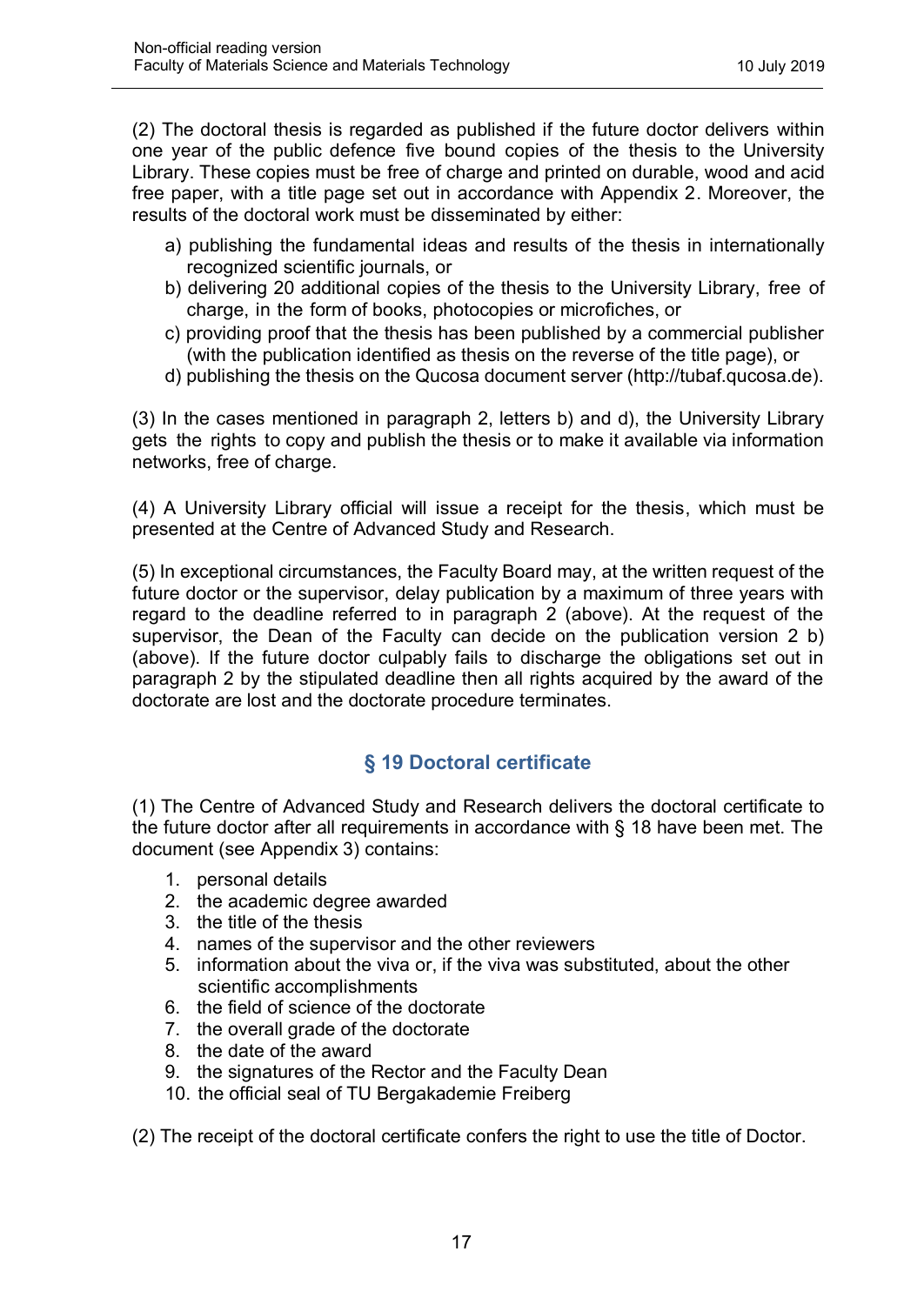(2) The doctoral thesis is regarded as published if the future doctor delivers within one year of the public defence five bound copies of the thesis to the University Library. These copies must be free of charge and printed on durable, wood and acid free paper, with a title page set out in accordance with Appendix 2. Moreover, the results of the doctoral work must be disseminated by either:

a) publishing the fundamental ideas and results of the thesis in internationally recognized scientific journals, or
b) delivering 20 additional copies of the thesis to the University Library, free of charge, in the form of books, photocopies or microfiches, or
c) providing proof that the thesis has been published by a commercial publisher (with the publication identified as thesis on the reverse of the title page), or
d) publishing the thesis on the Qucosa document server (http://tubaf.qucosa.de).

(3) In the cases mentioned in paragraph 2, letters b) and d), the University Library gets the rights to copy and publish the thesis or to make it available via information networks, free of charge.

(4) A University Library official will issue a receipt for the thesis, which must be presented at the Centre of Advanced Study and Research.

(5) In exceptional circumstances, the Faculty Board may, at the written request of the future doctor or the supervisor, delay publication by a maximum of three years with regard to the deadline referred to in paragraph 2 (above). At the request of the supervisor, the Dean of the Faculty can decide on the publication version 2 b) (above). If the future doctor culpably fails to discharge the obligations set out in paragraph 2 by the stipulated deadline then all rights acquired by the award of the doctorate are lost and the doctorate procedure terminates.

## § 19 Doctoral certificate

(1) The Centre of Advanced Study and Research delivers the doctoral certificate to the future doctor after all requirements in accordance with § 18 have been met. The document (see Appendix 3) contains:

1. personal details
2. the academic degree awarded
3. the title of the thesis
4. names of the supervisor and the other reviewers
5. information about the viva or, if the viva was substituted, about the other scientific accomplishments
6. the field of science of the doctorate
7. the overall grade of the doctorate
8. the date of the award
9. the signatures of the Rector and the Faculty Dean
10. the official seal of TU Bergakademie Freiberg

(2) The receipt of the doctoral certificate confers the right to use the title of Doctor.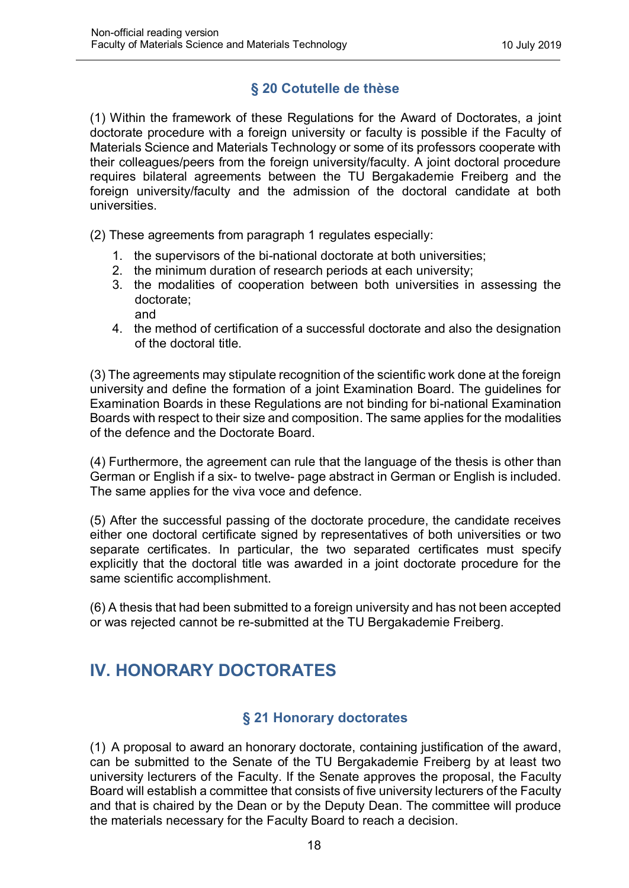### § 20 Cotutelle de thèse

(1) Within the framework of these Regulations for the Award of Doctorates, a joint doctorate procedure with a foreign university or faculty is possible if the Faculty of Materials Science and Materials Technology or some of its professors cooperate with their colleagues/peers from the foreign university/faculty. A joint doctoral procedure requires bilateral agreements between the TU Bergakademie Freiberg and the foreign university/faculty and the admission of the doctoral candidate at both universities.

(2) These agreements from paragraph 1 regulates especially:

1. the supervisors of the bi-national doctorate at both universities;
2. the minimum duration of research periods at each university;
3. the modalities of cooperation between both universities in assessing the doctorate;
   and
4. the method of certification of a successful doctorate and also the designation of the doctoral title.

(3) The agreements may stipulate recognition of the scientific work done at the foreign university and define the formation of a joint Examination Board. The guidelines for Examination Boards in these Regulations are not binding for bi-national Examination Boards with respect to their size and composition. The same applies for the modalities of the defence and the Doctorate Board.

(4) Furthermore, the agreement can rule that the language of the thesis is other than German or English if a six- to twelve- page abstract in German or English is included. The same applies for the viva voce and defence.

(5) After the successful passing of the doctorate procedure, the candidate receives either one doctoral certificate signed by representatives of both universities or two separate certificates. In particular, the two separated certificates must specify explicitly that the doctoral title was awarded in a joint doctorate procedure for the same scientific accomplishment.

(6) A thesis that had been submitted to a foreign university and has not been accepted or was rejected cannot be re-submitted at the TU Bergakademie Freiberg.

## IV. HONORARY DOCTORATES

### § 21 Honorary doctorates

(1) A proposal to award an honorary doctorate, containing justification of the award, can be submitted to the Senate of the TU Bergakademie Freiberg by at least two university lecturers of the Faculty. If the Senate approves the proposal, the Faculty Board will establish a committee that consists of five university lecturers of the Faculty and that is chaired by the Dean or by the Deputy Dean. The committee will produce the materials necessary for the Faculty Board to reach a decision.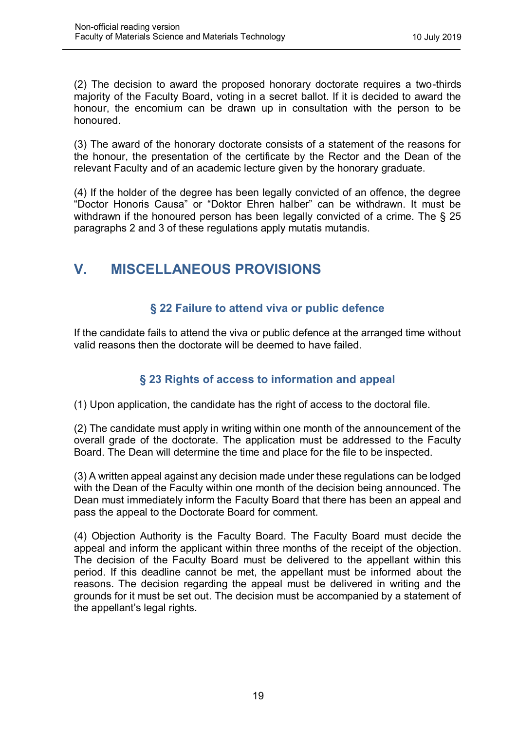(2) The decision to award the proposed honorary doctorate requires a two-thirds majority of the Faculty Board, voting in a secret ballot. If it is decided to award the honour, the encomium can be drawn up in consultation with the person to be honoured.

(3) The award of the honorary doctorate consists of a statement of the reasons for the honour, the presentation of the certificate by the Rector and the Dean of the relevant Faculty and of an academic lecture given by the honorary graduate.

(4) If the holder of the degree has been legally convicted of an offence, the degree "Doctor Honoris Causa" or "Doktor Ehren halber" can be withdrawn. It must be withdrawn if the honoured person has been legally convicted of a crime. The § 25 paragraphs 2 and 3 of these regulations apply mutatis mutandis.

# V. MISCELLANEOUS PROVISIONS

### § 22 Failure to attend viva or public defence

If the candidate fails to attend the viva or public defence at the arranged time without valid reasons then the doctorate will be deemed to have failed.

### § 23 Rights of access to information and appeal

(1) Upon application, the candidate has the right of access to the doctoral file.

(2) The candidate must apply in writing within one month of the announcement of the overall grade of the doctorate. The application must be addressed to the Faculty Board. The Dean will determine the time and place for the file to be inspected.

(3) A written appeal against any decision made under these regulations can be lodged with the Dean of the Faculty within one month of the decision being announced. The Dean must immediately inform the Faculty Board that there has been an appeal and pass the appeal to the Doctorate Board for comment.

(4) Objection Authority is the Faculty Board. The Faculty Board must decide the appeal and inform the applicant within three months of the receipt of the objection. The decision of the Faculty Board must be delivered to the appellant within this period. If this deadline cannot be met, the appellant must be informed about the reasons. The decision regarding the appeal must be delivered in writing and the grounds for it must be set out. The decision must be accompanied by a statement of the appellant's legal rights.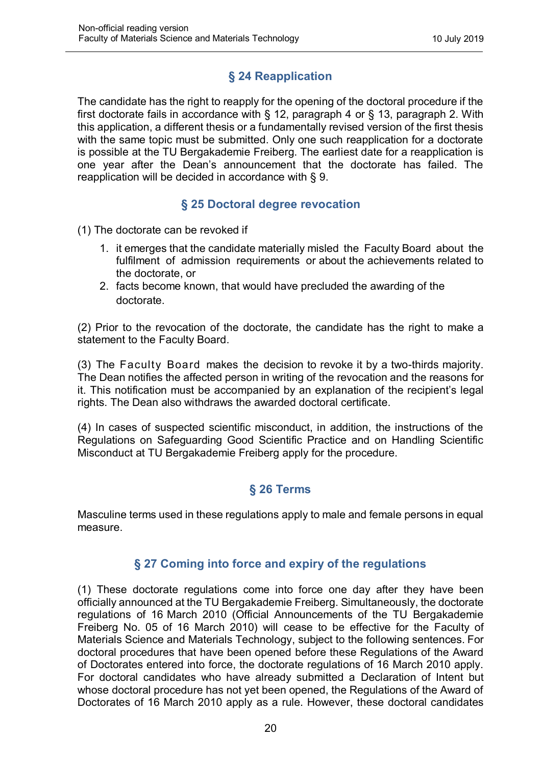## § 24 Reapplication

The candidate has the right to reapply for the opening of the doctoral procedure if the first doctorate fails in accordance with § 12, paragraph 4 or § 13, paragraph 2. With this application, a different thesis or a fundamentally revised version of the first thesis with the same topic must be submitted. Only one such reapplication for a doctorate is possible at the TU Bergakademie Freiberg. The earliest date for a reapplication is one year after the Dean's announcement that the doctorate has failed. The reapplication will be decided in accordance with § 9.

## § 25 Doctoral degree revocation

(1) The doctorate can be revoked if

1. it emerges that the candidate materially misled the Faculty Board about the fulfilment of admission requirements or about the achievements related to the doctorate, or
2. facts become known, that would have precluded the awarding of the doctorate.

(2) Prior to the revocation of the doctorate, the candidate has the right to make a statement to the Faculty Board.

(3) The Faculty Board makes the decision to revoke it by a two-thirds majority. The Dean notifies the affected person in writing of the revocation and the reasons for it. This notification must be accompanied by an explanation of the recipient's legal rights. The Dean also withdraws the awarded doctoral certificate.

(4) In cases of suspected scientific misconduct, in addition, the instructions of the Regulations on Safeguarding Good Scientific Practice and on Handling Scientific Misconduct at TU Bergakademie Freiberg apply for the procedure.

## § 26 Terms

Masculine terms used in these regulations apply to male and female persons in equal measure.

## § 27 Coming into force and expiry of the regulations

(1) These doctorate regulations come into force one day after they have been officially announced at the TU Bergakademie Freiberg. Simultaneously, the doctorate regulations of 16 March 2010 (Official Announcements of the TU Bergakademie Freiberg No. 05 of 16 March 2010) will cease to be effective for the Faculty of Materials Science and Materials Technology, subject to the following sentences. For doctoral procedures that have been opened before these Regulations of the Award of Doctorates entered into force, the doctorate regulations of 16 March 2010 apply. For doctoral candidates who have already submitted a Declaration of Intent but whose doctoral procedure has not yet been opened, the Regulations of the Award of Doctorates of 16 March 2010 apply as a rule. However, these doctoral candidates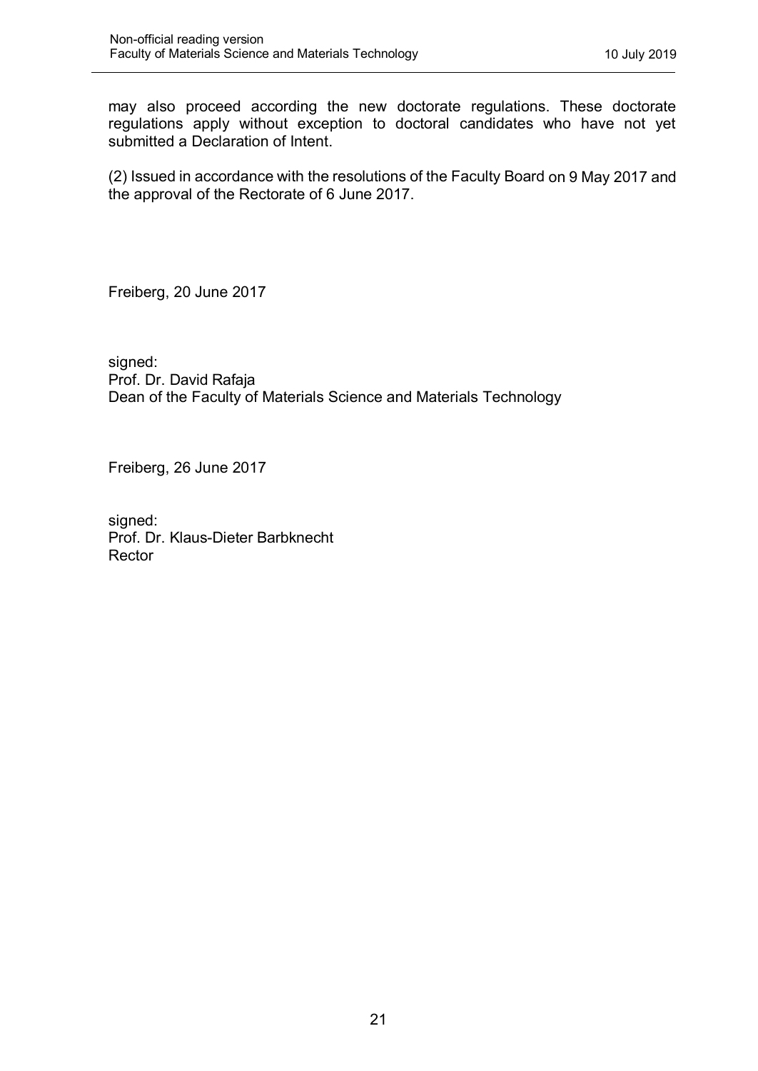may also proceed according the new doctorate regulations. These doctorate regulations apply without exception to doctoral candidates who have not yet submitted a Declaration of Intent.

(2) Issued in accordance with the resolutions of the Faculty Board on 9 May 2017 and the approval of the Rectorate of 6 June 2017.

Freiberg, 20 June 2017

signed:
Prof. Dr. David Rafaja
Dean of the Faculty of Materials Science and Materials Technology

Freiberg, 26 June 2017

signed:
Prof. Dr. Klaus-Dieter Barbknecht
Rector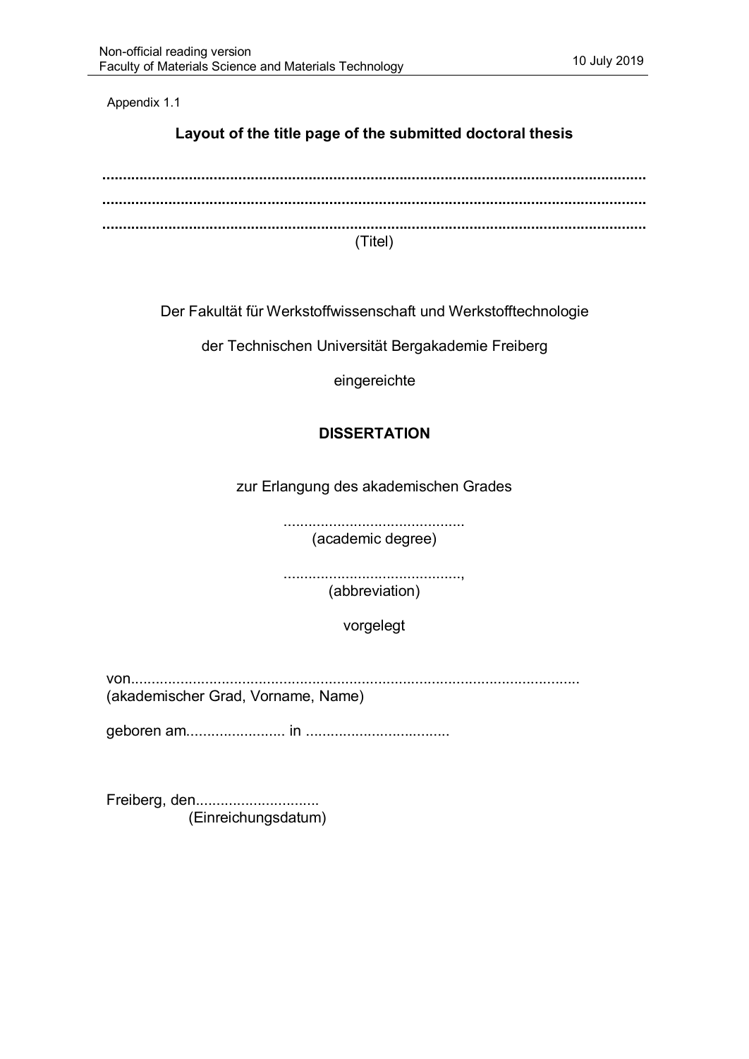Appendix 1.1

## Layout of the title page of the submitted doctoral thesis

**.................................................................................................................................**

**.................................................................................................................................**

**.................................................................................................................................**

(Titel)

Der Fakultät für Werkstoffwissenschaft und Werkstofftechnologie

der Technischen Universität Bergakademie Freiberg

eingereichte

**DISSERTATION**

zur Erlangung des akademischen Grades

...........................................
(academic degree)

...........................................,
(abbreviation)

vorgelegt

von............................................................................................................
(akademischer Grad, Vorname, Name)

geboren am........................ in ..................................

Freiberg, den.............................
(Einreichungsdatum)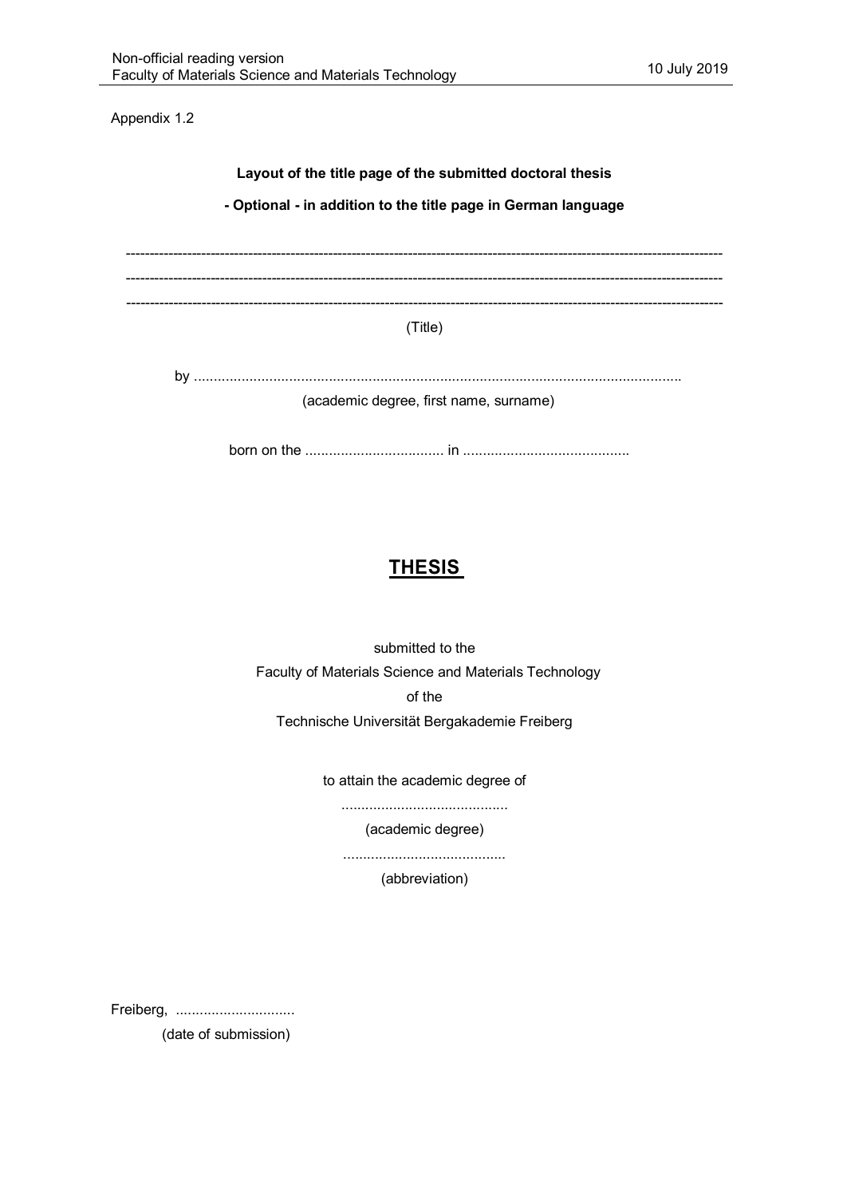Appendix 1.2

**Layout of the title page of the submitted doctoral thesis**

**- Optional - in addition to the title page in German language**

--------------------------------------------------------------------------------------------------------------------------

--------------------------------------------------------------------------------------------------------------------------

--------------------------------------------------------------------------------------------------------------------------

(Title)

by ..........................................................................................................................

(academic degree, first name, surname)

born on the .................................. in ..........................................

**THESIS**

submitted to the

Faculty of Materials Science and Materials Technology

of the

Technische Universität Bergakademie Freiberg

to attain the academic degree of

..........................................

(academic degree)

.........................................

(abbreviation)

Freiberg, ..............................

(date of submission)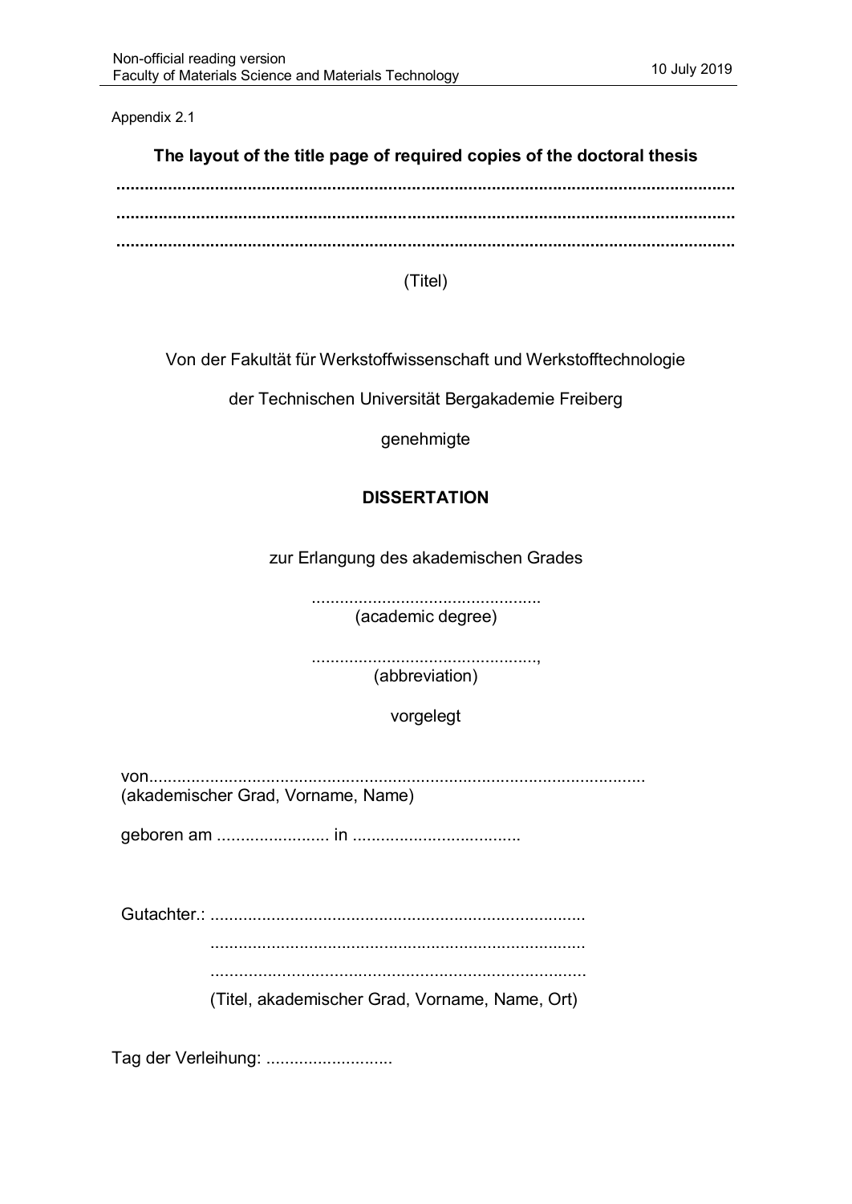Appendix 2.1

**The layout of the title page of required copies of the doctoral thesis**

**.......................................................................................................................................**

**.......................................................................................................................................**

**.......................................................................................................................................**

(Titel)

Von der Fakultät für Werkstoffwissenschaft und Werkstofftechnologie

der Technischen Universität Bergakademie Freiberg

genehmigte

**DISSERTATION**

zur Erlangung des akademischen Grades

................................................
(academic degree)

................................................,
(abbreviation)

vorgelegt

von...........................................................................................................
(akademischer Grad, Vorname, Name)

geboren am ........................ in ....................................

Gutachter.: ...............................................................................
...............................................................................
...............................................................................
(Titel, akademischer Grad, Vorname, Name, Ort)

Tag der Verleihung: ...........................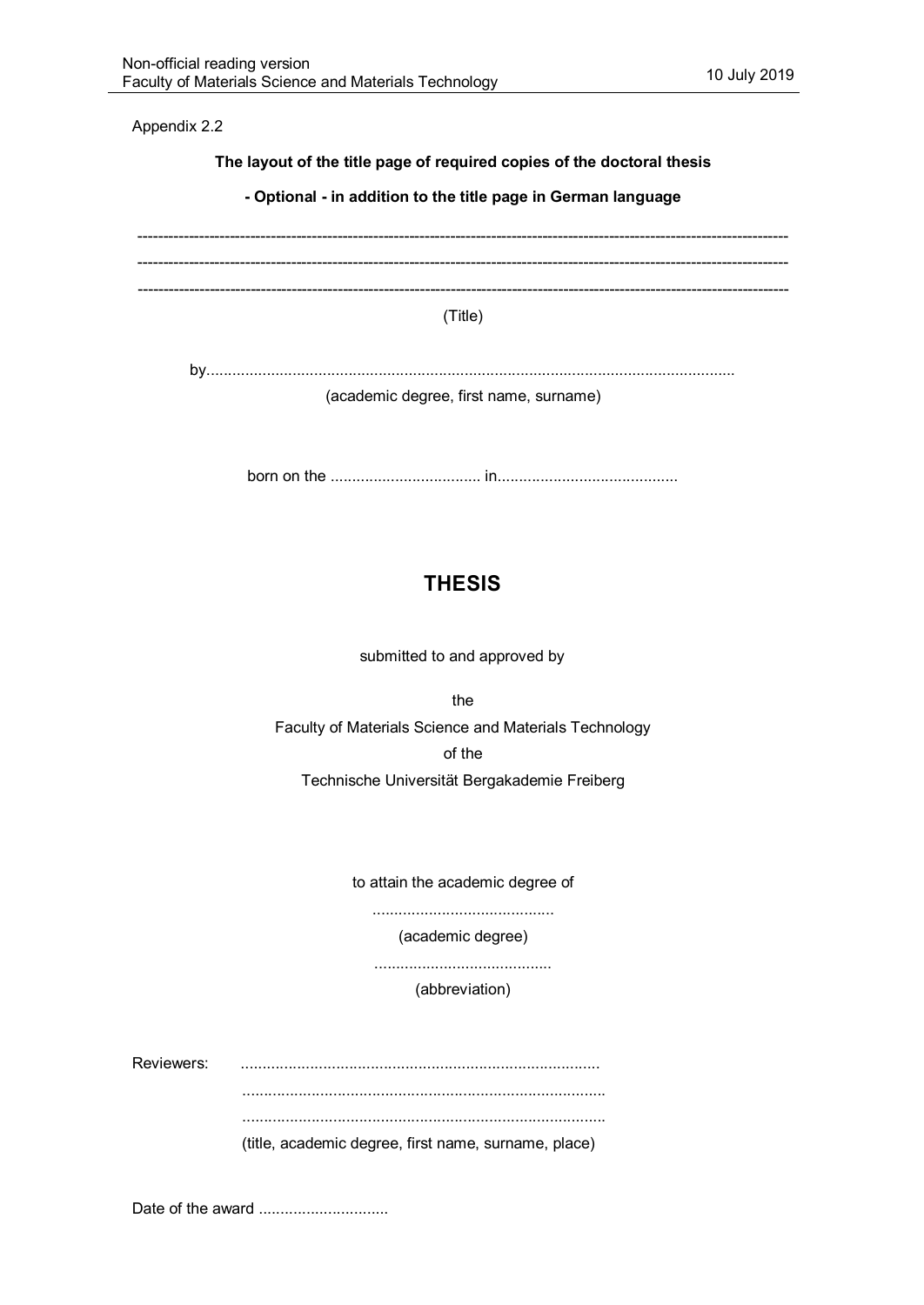Appendix 2.2

**The layout of the title page of required copies of the doctoral thesis**

**- Optional - in addition to the title page in German language**

-----------------------------------------------------------------------------------------------------------------------------

-----------------------------------------------------------------------------------------------------------------------------

-----------------------------------------------------------------------------------------------------------------------------

(Title)

by...........................................................................................................................

(academic degree, first name, surname)

born on the .................................. in..........................................

## THESIS

submitted to and approved by

the

Faculty of Materials Science and Materials Technology

of the

Technische Universität Bergakademie Freiberg

to attain the academic degree of

..........................................

(academic degree)

.........................................

(abbreviation)

Reviewers: ..................................................................................

...................................................................................

...................................................................................

(title, academic degree, first name, surname, place)

Date of the award ..............................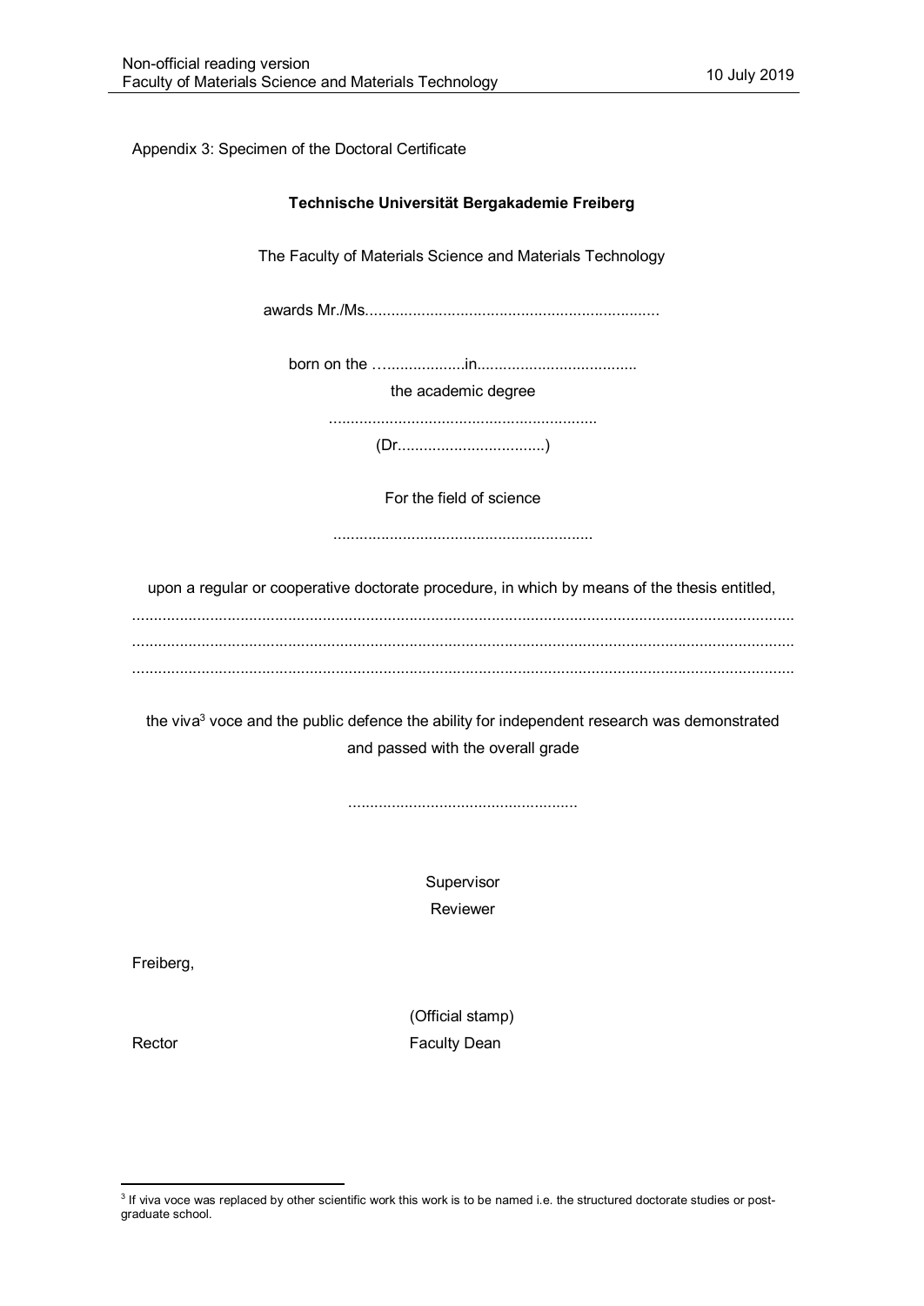Appendix 3: Specimen of the Doctoral Certificate

**Technische Universität Bergakademie Freiberg**

The Faculty of Materials Science and Materials Technology

awards Mr./Ms...................................................................

born on the …..................in....................................

the academic degree

.............................................................

(Dr.................................)

For the field of science

...........................................................

upon a regular or cooperative doctorate procedure, in which by means of the thesis entitled,

.......................................................................................................................................................

.......................................................................................................................................................

.......................................................................................................................................................

the viva[3] voce and the public defence the ability for independent research was demonstrated and passed with the overall grade

....................................................

Supervisor

Reviewer

Freiberg,

(Official stamp)

Rector Faculty Dean

---

[3] If viva voce was replaced by other scientific work this work is to be named i.e. the structured doctorate studies or post-graduate school.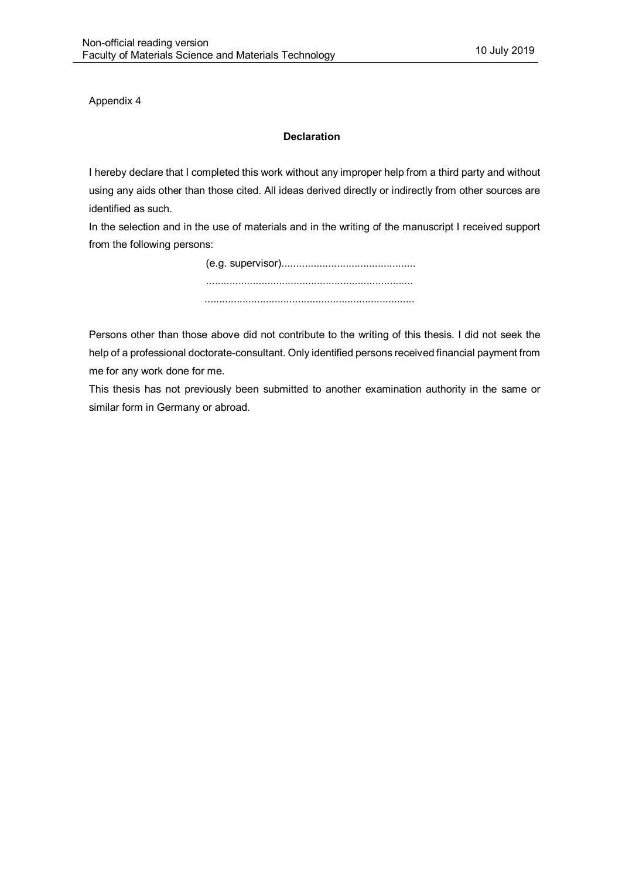Appendix 4

**Declaration**

I hereby declare that I completed this work without any improper help from a third party and without using any aids other than those cited. All ideas derived directly or indirectly from other sources are identified as such.

In the selection and in the use of materials and in the writing of the manuscript I received support from the following persons:

(e.g. supervisor).............................................

.......................................................................

.......................................................................

Persons other than those above did not contribute to the writing of this thesis. I did not seek the help of a professional doctorate-consultant. Only identified persons received financial payment from me for any work done for me.

This thesis has not previously been submitted to another examination authority in the same or similar form in Germany or abroad.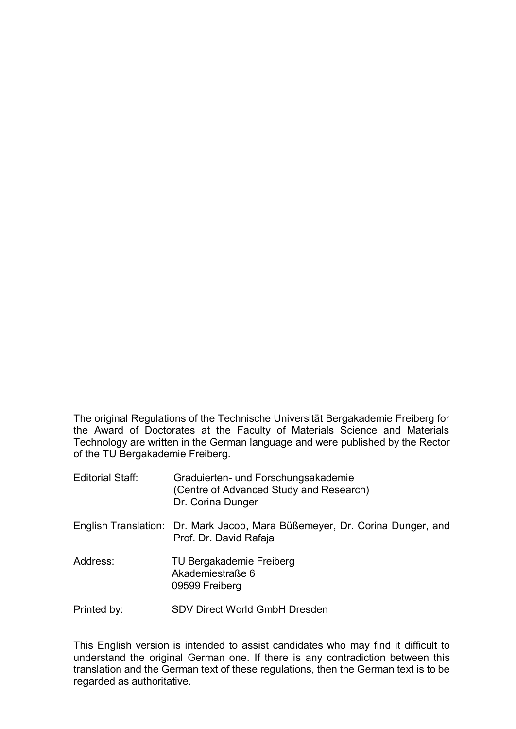The original Regulations of the Technische Universität Bergakademie Freiberg for the Award of Doctorates at the Faculty of Materials Science and Materials Technology are written in the German language and were published by the Rector of the TU Bergakademie Freiberg.

| | |
|---|---|
| Editorial Staff: | Graduierten- und Forschungsakademie<br>(Centre of Advanced Study and Research)<br>Dr. Corina Dunger |
| English Translation: | Dr. Mark Jacob, Mara Büßemeyer, Dr. Corina Dunger, and Prof. Dr. David Rafaja |
| Address: | TU Bergakademie Freiberg<br>Akademiestraße 6<br>09599 Freiberg |
| Printed by: | SDV Direct World GmbH Dresden |

This English version is intended to assist candidates who may find it difficult to understand the original German one. If there is any contradiction between this translation and the German text of these regulations, then the German text is to be regarded as authoritative.